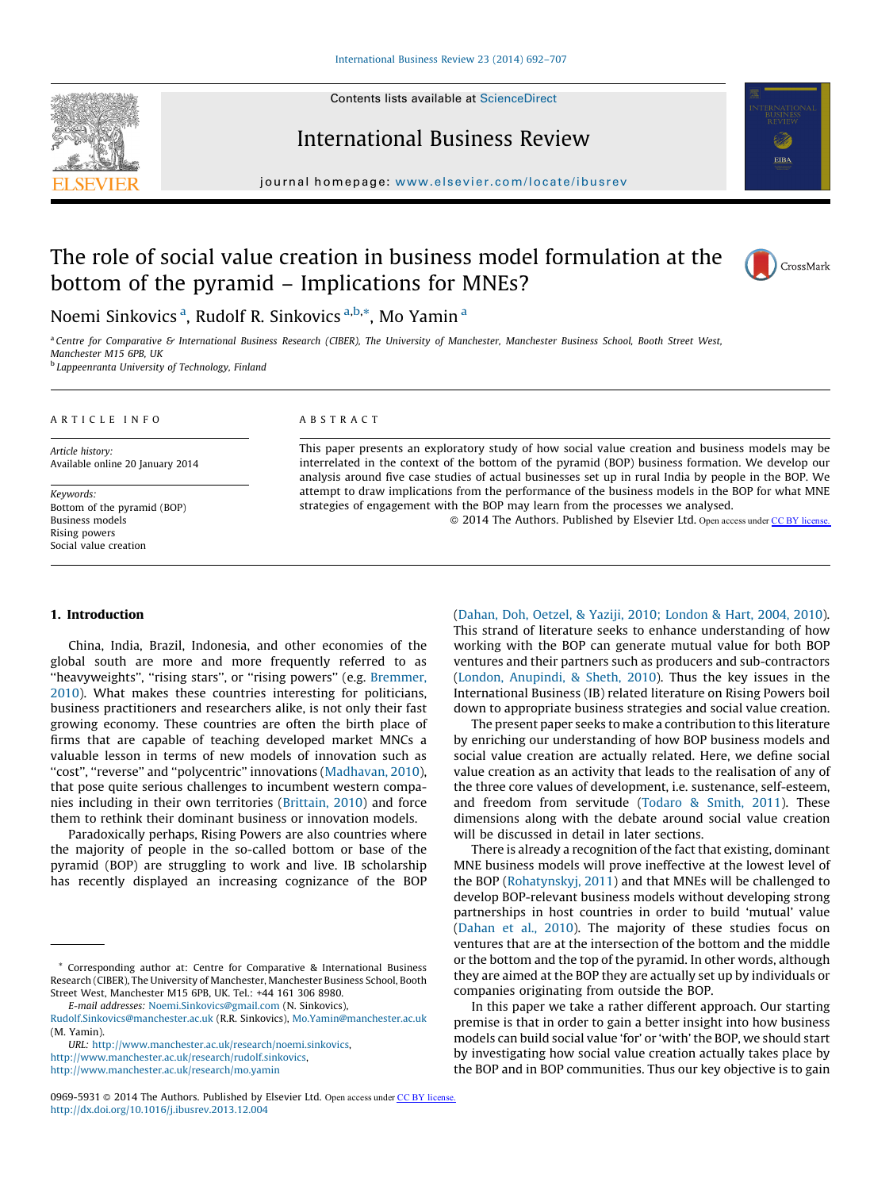Contents lists available at ScienceDirect

# International Business Review

journal homepage: www.elsevier.com/locate/ibusrev

# The role of social value creation in business model formulation at the bottom of the pyramid – Implications for MNEs?

Noemi Sinkovics [a], Rudolf R. Sinkovics [a,b,*], Mo Yamin [a]

[a] Centre for Comparative & International Business Research (CIBER), The University of Manchester, Manchester Business School, Booth Street West, Manchester M15 6PB, UK

[b] Lappeenranta University of Technology, Finland

**ARTICLE INFO**

*Article history:*
Available online 20 January 2014

*Keywords:*
Bottom of the pyramid (BOP)
Business models
Rising powers
Social value creation

**ABSTRACT**

This paper presents an exploratory study of how social value creation and business models may be interrelated in the context of the bottom of the pyramid (BOP) business formation. We develop our analysis around five case studies of actual businesses set up in rural India by people in the BOP. We attempt to draw implications from the performance of the business models in the BOP for what MNE strategies of engagement with the BOP may learn from the processes we analysed.

© 2014 The Authors. Published by Elsevier Ltd. Open access under CC BY license.

## 1. Introduction

China, India, Brazil, Indonesia, and other economies of the global south are more and more frequently referred to as ''heavyweights'', ''rising stars'', or ''rising powers'' (e.g. Bremmer, 2010). What makes these countries interesting for politicians, business practitioners and researchers alike, is not only their fast growing economy. These countries are often the birth place of firms that are capable of teaching developed market MNCs a valuable lesson in terms of new models of innovation such as ''cost'', ''reverse'' and ''polycentric'' innovations (Madhavan, 2010), that pose quite serious challenges to incumbent western companies including in their own territories (Brittain, 2010) and force them to rethink their dominant business or innovation models.

Paradoxically perhaps, Rising Powers are also countries where the majority of people in the so-called bottom or base of the pyramid (BOP) are struggling to work and live. IB scholarship has recently displayed an increasing cognizance of the BOP (Dahan, Doh, Oetzel, & Yaziji, 2010; London & Hart, 2004, 2010). This strand of literature seeks to enhance understanding of how working with the BOP can generate mutual value for both BOP ventures and their partners such as producers and sub-contractors (London, Anupindi, & Sheth, 2010). Thus the key issues in the International Business (IB) related literature on Rising Powers boil down to appropriate business strategies and social value creation.

The present paper seeks to make a contribution to this literature by enriching our understanding of how BOP business models and social value creation are actually related. Here, we define social value creation as an activity that leads to the realisation of any of the three core values of development, i.e. sustenance, self-esteem, and freedom from servitude (Todaro & Smith, 2011). These dimensions along with the debate around social value creation will be discussed in detail in later sections.

There is already a recognition of the fact that existing, dominant MNE business models will prove ineffective at the lowest level of the BOP (Rohatynskyj, 2011) and that MNEs will be challenged to develop BOP-relevant business models without developing strong partnerships in host countries in order to build 'mutual' value (Dahan et al., 2010). The majority of these studies focus on ventures that are at the intersection of the bottom and the middle or the bottom and the top of the pyramid. In other words, although they are aimed at the BOP they are actually set up by individuals or companies originating from outside the BOP.

In this paper we take a rather different approach. Our starting premise is that in order to gain a better insight into how business models can build social value 'for' or 'with' the BOP, we should start by investigating how social value creation actually takes place by the BOP and in BOP communities. Thus our key objective is to gain

---

* Corresponding author at: Centre for Comparative & International Business Research (CIBER), The University of Manchester, Manchester Business School, Booth Street West, Manchester M15 6PB, UK. Tel.: +44 161 306 8980.

*E-mail addresses:* Noemi.Sinkovics@gmail.com (N. Sinkovics), Rudolf.Sinkovics@manchester.ac.uk (R.R. Sinkovics), Mo.Yamin@manchester.ac.uk (M. Yamin).

*URL:* http://www.manchester.ac.uk/research/noemi.sinkovics, http://www.manchester.ac.uk/research/rudolf.sinkovics, http://www.manchester.ac.uk/research/mo.yamin

0969-5931 © 2014 The Authors. Published by Elsevier Ltd. Open access under CC BY license.
http://dx.doi.org/10.1016/j.ibusrev.2013.12.004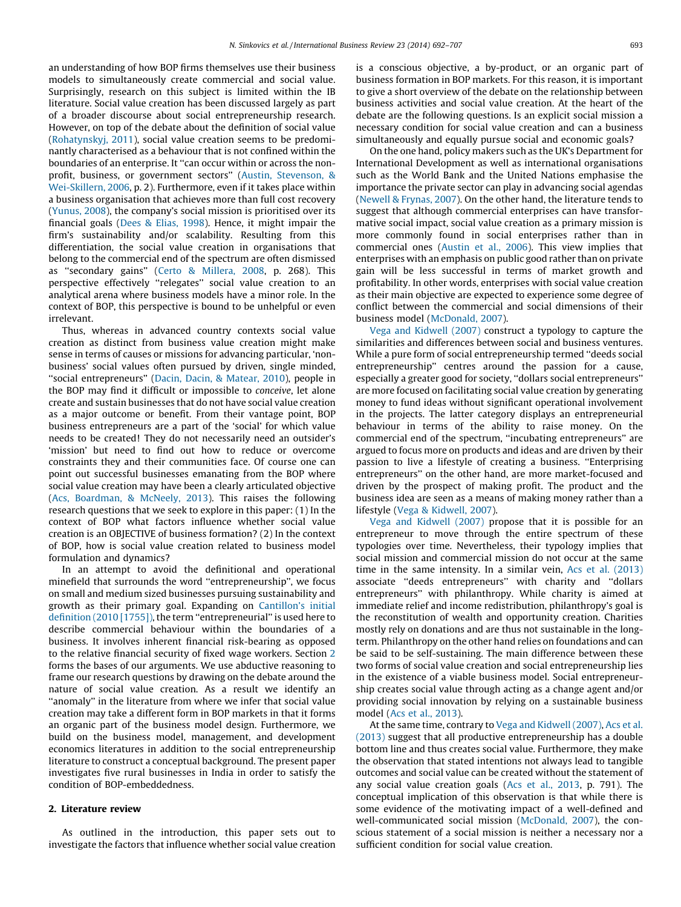an understanding of how BOP firms themselves use their business models to simultaneously create commercial and social value. Surprisingly, research on this subject is limited within the IB literature. Social value creation has been discussed largely as part of a broader discourse about social entrepreneurship research. However, on top of the debate about the definition of social value (Rohatynskyj, 2011), social value creation seems to be predominantly characterised as a behaviour that is not confined within the boundaries of an enterprise. It ''can occur within or across the non-profit, business, or government sectors'' (Austin, Stevenson, & Wei-Skillern, 2006, p. 2). Furthermore, even if it takes place within a business organisation that achieves more than full cost recovery (Yunus, 2008), the company's social mission is prioritised over its financial goals (Dees & Elias, 1998). Hence, it might impair the firm's sustainability and/or scalability. Resulting from this differentiation, the social value creation in organisations that belong to the commercial end of the spectrum are often dismissed as ''secondary gains'' (Certo & Millera, 2008, p. 268). This perspective effectively ''relegates'' social value creation to an analytical arena where business models have a minor role. In the context of BOP, this perspective is bound to be unhelpful or even irrelevant.

Thus, whereas in advanced country contexts social value creation as distinct from business value creation might make sense in terms of causes or missions for advancing particular, 'non-business' social values often pursued by driven, single minded, ''social entrepreneurs'' (Dacin, Dacin, & Matear, 2010), people in the BOP may find it difficult or impossible to *conceive*, let alone create and sustain businesses that do not have social value creation as a major outcome or benefit. From their vantage point, BOP business entrepreneurs are a part of the 'social' for which value needs to be created! They do not necessarily need an outsider's 'mission' but need to find out how to reduce or overcome constraints they and their communities face. Of course one can point out successful businesses emanating from the BOP where social value creation may have been a clearly articulated objective (Acs, Boardman, & McNeely, 2013). This raises the following research questions that we seek to explore in this paper: (1) In the context of BOP what factors influence whether social value creation is an OBJECTIVE of business formation? (2) In the context of BOP, how is social value creation related to business model formulation and dynamics?

In an attempt to avoid the definitional and operational minefield that surrounds the word ''entrepreneurship'', we focus on small and medium sized businesses pursuing sustainability and growth as their primary goal. Expanding on Cantillon's initial definition (2010 [1755]), the term ''entrepreneurial'' is used here to describe commercial behaviour within the boundaries of a business. It involves inherent financial risk-bearing as opposed to the relative financial security of fixed wage workers. Section 2 forms the bases of our arguments. We use abductive reasoning to frame our research questions by drawing on the debate around the nature of social value creation. As a result we identify an ''anomaly'' in the literature from where we infer that social value creation may take a different form in BOP markets in that it forms an organic part of the business model design. Furthermore, we build on the business model, management, and development economics literatures in addition to the social entrepreneurship literature to construct a conceptual background. The present paper investigates five rural businesses in India in order to satisfy the condition of BOP-embeddedness.

## 2. Literature review

As outlined in the introduction, this paper sets out to investigate the factors that influence whether social value creation is a conscious objective, a by-product, or an organic part of business formation in BOP markets. For this reason, it is important to give a short overview of the debate on the relationship between business activities and social value creation. At the heart of the debate are the following questions. Is an explicit social mission a necessary condition for social value creation and can a business simultaneously and equally pursue social and economic goals?

On the one hand, policy makers such as the UK's Department for International Development as well as international organisations such as the World Bank and the United Nations emphasise the importance the private sector can play in advancing social agendas (Newell & Frynas, 2007). On the other hand, the literature tends to suggest that although commercial enterprises can have transformative social impact, social value creation as a primary mission is more commonly found in social enterprises rather than in commercial ones (Austin et al., 2006). This view implies that enterprises with an emphasis on public good rather than on private gain will be less successful in terms of market growth and profitability. In other words, enterprises with social value creation as their main objective are expected to experience some degree of conflict between the commercial and social dimensions of their business model (McDonald, 2007).

Vega and Kidwell (2007) construct a typology to capture the similarities and differences between social and business ventures. While a pure form of social entrepreneurship termed ''deeds social entrepreneurship'' centres around the passion for a cause, especially a greater good for society, ''dollars social entrepreneurs'' are more focused on facilitating social value creation by generating money to fund ideas without significant operational involvement in the projects. The latter category displays an entrepreneurial behaviour in terms of the ability to raise money. On the commercial end of the spectrum, ''incubating entrepreneurs'' are argued to focus more on products and ideas and are driven by their passion to live a lifestyle of creating a business. ''Enterprising entrepreneurs'' on the other hand, are more market-focused and driven by the prospect of making profit. The product and the business idea are seen as a means of making money rather than a lifestyle (Vega & Kidwell, 2007).

Vega and Kidwell (2007) propose that it is possible for an entrepreneur to move through the entire spectrum of these typologies over time. Nevertheless, their typology implies that social mission and commercial mission do not occur at the same time in the same intensity. In a similar vein, Acs et al. (2013) associate ''deeds entrepreneurs'' with charity and ''dollars entrepreneurs'' with philanthropy. While charity is aimed at immediate relief and income redistribution, philanthropy's goal is the reconstitution of wealth and opportunity creation. Charities mostly rely on donations and are thus not sustainable in the long-term. Philanthropy on the other hand relies on foundations and can be said to be self-sustaining. The main difference between these two forms of social value creation and social entrepreneurship lies in the existence of a viable business model. Social entrepreneurship creates social value through acting as a change agent and/or providing social innovation by relying on a sustainable business model (Acs et al., 2013).

At the same time, contrary to Vega and Kidwell (2007), Acs et al. (2013) suggest that all productive entrepreneurship has a double bottom line and thus creates social value. Furthermore, they make the observation that stated intentions not always lead to tangible outcomes and social value can be created without the statement of any social value creation goals (Acs et al., 2013, p. 791). The conceptual implication of this observation is that while there is some evidence of the motivating impact of a well-defined and well-communicated social mission (McDonald, 2007), the conscious statement of a social mission is neither a necessary nor a sufficient condition for social value creation.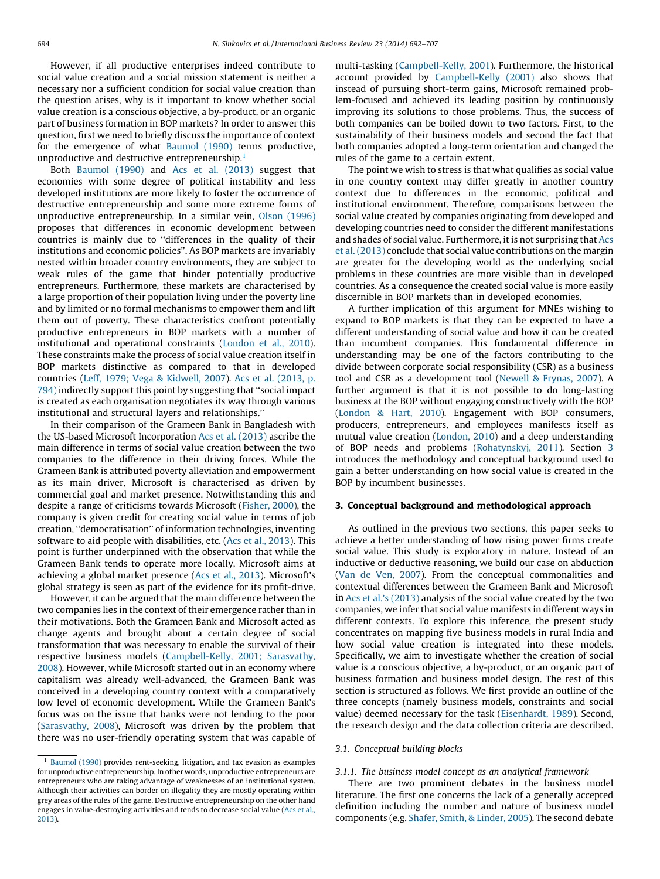However, if all productive enterprises indeed contribute to social value creation and a social mission statement is neither a necessary nor a sufficient condition for social value creation than the question arises, why is it important to know whether social value creation is a conscious objective, a by-product, or an organic part of business formation in BOP markets? In order to answer this question, first we need to briefly discuss the importance of context for the emergence of what Baumol (1990) terms productive, unproductive and destructive entrepreneurship.[1]

Both Baumol (1990) and Acs et al. (2013) suggest that economies with some degree of political instability and less developed institutions are more likely to foster the occurrence of destructive entrepreneurship and some more extreme forms of unproductive entrepreneurship. In a similar vein, Olson (1996) proposes that differences in economic development between countries is mainly due to "differences in the quality of their institutions and economic policies". As BOP markets are invariably nested within broader country environments, they are subject to weak rules of the game that hinder potentially productive entrepreneurs. Furthermore, these markets are characterised by a large proportion of their population living under the poverty line and by limited or no formal mechanisms to empower them and lift them out of poverty. These characteristics confront potentially productive entrepreneurs in BOP markets with a number of institutional and operational constraints (London et al., 2010). These constraints make the process of social value creation itself in BOP markets distinctive as compared to that in developed countries (Leff, 1979; Vega & Kidwell, 2007). Acs et al. (2013, p. 794) indirectly support this point by suggesting that "social impact is created as each organisation negotiates its way through various institutional and structural layers and relationships."

In their comparison of the Grameen Bank in Bangladesh with the US-based Microsoft Incorporation Acs et al. (2013) ascribe the main difference in terms of social value creation between the two companies to the difference in their driving forces. While the Grameen Bank is attributed poverty alleviation and empowerment as its main driver, Microsoft is characterised as driven by commercial goal and market presence. Notwithstanding this and despite a range of criticisms towards Microsoft (Fisher, 2000), the company is given credit for creating social value in terms of job creation, "democratisation" of information technologies, inventing software to aid people with disabilities, etc. (Acs et al., 2013). This point is further underpinned with the observation that while the Grameen Bank tends to operate more locally, Microsoft aims at achieving a global market presence (Acs et al., 2013). Microsoft's global strategy is seen as part of the evidence for its profit-drive.

However, it can be argued that the main difference between the two companies lies in the context of their emergence rather than in their motivations. Both the Grameen Bank and Microsoft acted as change agents and brought about a certain degree of social transformation that was necessary to enable the survival of their respective business models (Campbell-Kelly, 2001; Sarasvathy, 2008). However, while Microsoft started out in an economy where capitalism was already well-advanced, the Grameen Bank was conceived in a developing country context with a comparatively low level of economic development. While the Grameen Bank's focus was on the issue that banks were not lending to the poor (Sarasvathy, 2008), Microsoft was driven by the problem that there was no user-friendly operating system that was capable of multi-tasking (Campbell-Kelly, 2001). Furthermore, the historical account provided by Campbell-Kelly (2001) also shows that instead of pursuing short-term gains, Microsoft remained problem-focused and achieved its leading position by continuously improving its solutions to those problems. Thus, the success of both companies can be boiled down to two factors. First, to the sustainability of their business models and second the fact that both companies adopted a long-term orientation and changed the rules of the game to a certain extent.

The point we wish to stress is that what qualifies as social value in one country context may differ greatly in another country context due to differences in the economic, political and institutional environment. Therefore, comparisons between the social value created by companies originating from developed and developing countries need to consider the different manifestations and shades of social value. Furthermore, it is not surprising that Acs et al. (2013) conclude that social value contributions on the margin are greater for the developing world as the underlying social problems in these countries are more visible than in developed countries. As a consequence the created social value is more easily discernible in BOP markets than in developed economies.

A further implication of this argument for MNEs wishing to expand to BOP markets is that they can be expected to have a different understanding of social value and how it can be created than incumbent companies. This fundamental difference in understanding may be one of the factors contributing to the divide between corporate social responsibility (CSR) as a business tool and CSR as a development tool (Newell & Frynas, 2007). A further argument is that it is not possible to do long-lasting business at the BOP without engaging constructively with the BOP (London & Hart, 2010). Engagement with BOP consumers, producers, entrepreneurs, and employees manifests itself as mutual value creation (London, 2010) and a deep understanding of BOP needs and problems (Rohatynskyj, 2011). Section 3 introduces the methodology and conceptual background used to gain a better understanding on how social value is created in the BOP by incumbent businesses.

## 3. Conceptual background and methodological approach

As outlined in the previous two sections, this paper seeks to achieve a better understanding of how rising power firms create social value. This study is exploratory in nature. Instead of an inductive or deductive reasoning, we build our case on abduction (Van de Ven, 2007). From the conceptual commonalities and contextual differences between the Grameen Bank and Microsoft in Acs et al.'s (2013) analysis of the social value created by the two companies, we infer that social value manifests in different ways in different contexts. To explore this inference, the present study concentrates on mapping five business models in rural India and how social value creation is integrated into these models. Specifically, we aim to investigate whether the creation of social value is a conscious objective, a by-product, or an organic part of business formation and business model design. The rest of this section is structured as follows. We first provide an outline of the three concepts (namely business models, constraints and social value) deemed necessary for the task (Eisenhardt, 1989). Second, the research design and the data collection criteria are described.

### 3.1. Conceptual building blocks

#### 3.1.1. The business model concept as an analytical framework

There are two prominent debates in the business model literature. The first one concerns the lack of a generally accepted definition including the number and nature of business model components (e.g. Shafer, Smith, & Linder, 2005). The second debate

[1] Baumol (1990) provides rent-seeking, litigation, and tax evasion as examples for unproductive entrepreneurship. In other words, unproductive entrepreneurs are entrepreneurs who are taking advantage of weaknesses of an institutional system. Although their activities can border on illegality they are mostly operating within grey areas of the rules of the game. Destructive entrepreneurship on the other hand engages in value-destroying activities and tends to decrease social value (Acs et al., 2013).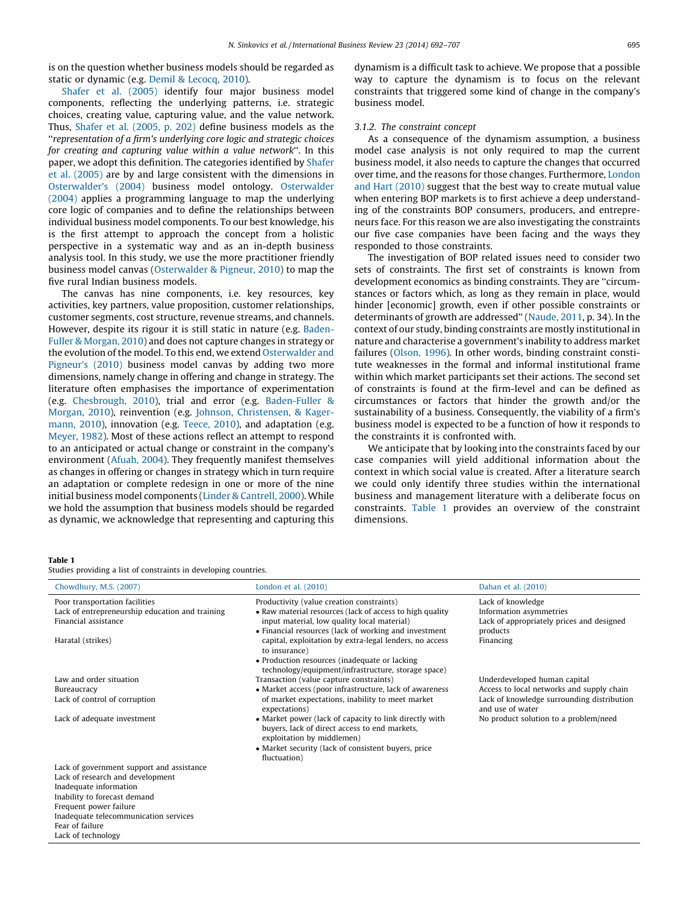is on the question whether business models should be regarded as static or dynamic (e.g. Demil & Lecocq, 2010).

Shafer et al. (2005) identify four major business model components, reflecting the underlying patterns, i.e. strategic choices, creating value, capturing value, and the value network. Thus, Shafer et al. (2005, p. 202) define business models as the "*representation of a firm's underlying core logic and strategic choices for creating and capturing value within a value network*". In this paper, we adopt this definition. The categories identified by Shafer et al. (2005) are by and large consistent with the dimensions in Osterwalder's (2004) business model ontology. Osterwalder (2004) applies a programming language to map the underlying core logic of companies and to define the relationships between individual business model components. To our best knowledge, his is the first attempt to approach the concept from a holistic perspective in a systematic way and as an in-depth business analysis tool. In this study, we use the more practitioner friendly business model canvas (Osterwalder & Pigneur, 2010) to map the five rural Indian business models.

The canvas has nine components, i.e. key resources, key activities, key partners, value proposition, customer relationships, customer segments, cost structure, revenue streams, and channels. However, despite its rigour it is still static in nature (e.g. Baden-Fuller & Morgan, 2010) and does not capture changes in strategy or the evolution of the model. To this end, we extend Osterwalder and Pigneur's (2010) business model canvas by adding two more dimensions, namely change in offering and change in strategy. The literature often emphasises the importance of experimentation (e.g. Chesbrough, 2010), trial and error (e.g. Baden-Fuller & Morgan, 2010), reinvention (e.g. Johnson, Christensen, & Kagermann, 2010), innovation (e.g. Teece, 2010), and adaptation (e.g. Meyer, 1982). Most of these actions reflect an attempt to respond to an anticipated or actual change or constraint in the company's environment (Afuah, 2004). They frequently manifest themselves as changes in offering or changes in strategy which in turn require an adaptation or complete redesign in one or more of the nine initial business model components (Linder & Cantrell, 2000). While we hold the assumption that business models should be regarded as dynamic, we acknowledge that representing and capturing this dynamism is a difficult task to achieve. We propose that a possible way to capture the dynamism is to focus on the relevant constraints that triggered some kind of change in the company's business model.

### 3.1.2. The constraint concept

As a consequence of the dynamism assumption, a business model case analysis is not only required to map the current business model, it also needs to capture the changes that occurred over time, and the reasons for those changes. Furthermore, London and Hart (2010) suggest that the best way to create mutual value when entering BOP markets is to first achieve a deep understanding of the constraints BOP consumers, producers, and entrepreneurs face. For this reason we are also investigating the constraints our five case companies have been facing and the ways they responded to those constraints.

The investigation of BOP related issues need to consider two sets of constraints. The first set of constraints is known from development economics as binding constraints. They are "circumstances or factors which, as long as they remain in place, would hinder [economic] growth, even if other possible constraints or determinants of growth are addressed" (Naude, 2011, p. 34). In the context of our study, binding constraints are mostly institutional in nature and characterise a government's inability to address market failures (Olson, 1996). In other words, binding constraint constitute weaknesses in the formal and informal institutional frame within which market participants set their actions. The second set of constraints is found at the firm-level and can be defined as circumstances or factors that hinder the growth and/or the sustainability of a business. Consequently, the viability of a firm's business model is expected to be a function of how it responds to the constraints it is confronted with.

We anticipate that by looking into the constraints faced by our case companies will yield additional information about the context in which social value is created. After a literature search we could only identify three studies within the international business and management literature with a deliberate focus on constraints. Table 1 provides an overview of the constraint dimensions.

**Table 1**
Studies providing a list of constraints in developing countries.

| Chowdhury, M.S. (2007) | London et al. (2010) | Dahan et al. (2010) |
|---|---|---|
| Poor transportation facilities<br>Lack of entrepreneurship education and training<br>Financial assistance<br>Haratal (strikes) | Productivity (value creation constraints)<br>• Raw material resources (lack of access to high quality input material, low quality local material)<br>• Financial resources (lack of working and investment capital, exploitation by extra-legal lenders, no access to insurance)<br>• Production resources (inadequate or lacking technology/equipment/infrastructure, storage space) | Lack of knowledge<br>Information asymmetries<br>Lack of appropriately prices and designed products<br>Financing |
| Law and order situation<br>Bureaucracy<br>Lack of control of corruption<br>Lack of adequate investment | Transaction (value capture constraints)<br>• Market access (poor infrastructure, lack of awareness of market expectations, inability to meet market expectations)<br>• Market power (lack of capacity to link directly with buyers, lack of direct access to end markets, exploitation by middlemen)<br>• Market security (lack of consistent buyers, price fluctuation) | Underdeveloped human capital<br>Access to local networks and supply chain<br>Lack of knowledge surrounding distribution and use of water<br>No product solution to a problem/need |
| Lack of government support and assistance<br>Lack of research and development<br>Inadequate information<br>Inability to forecast demand<br>Frequent power failure<br>Inadequate telecommunication services<br>Fear of failure<br>Lack of technology | | |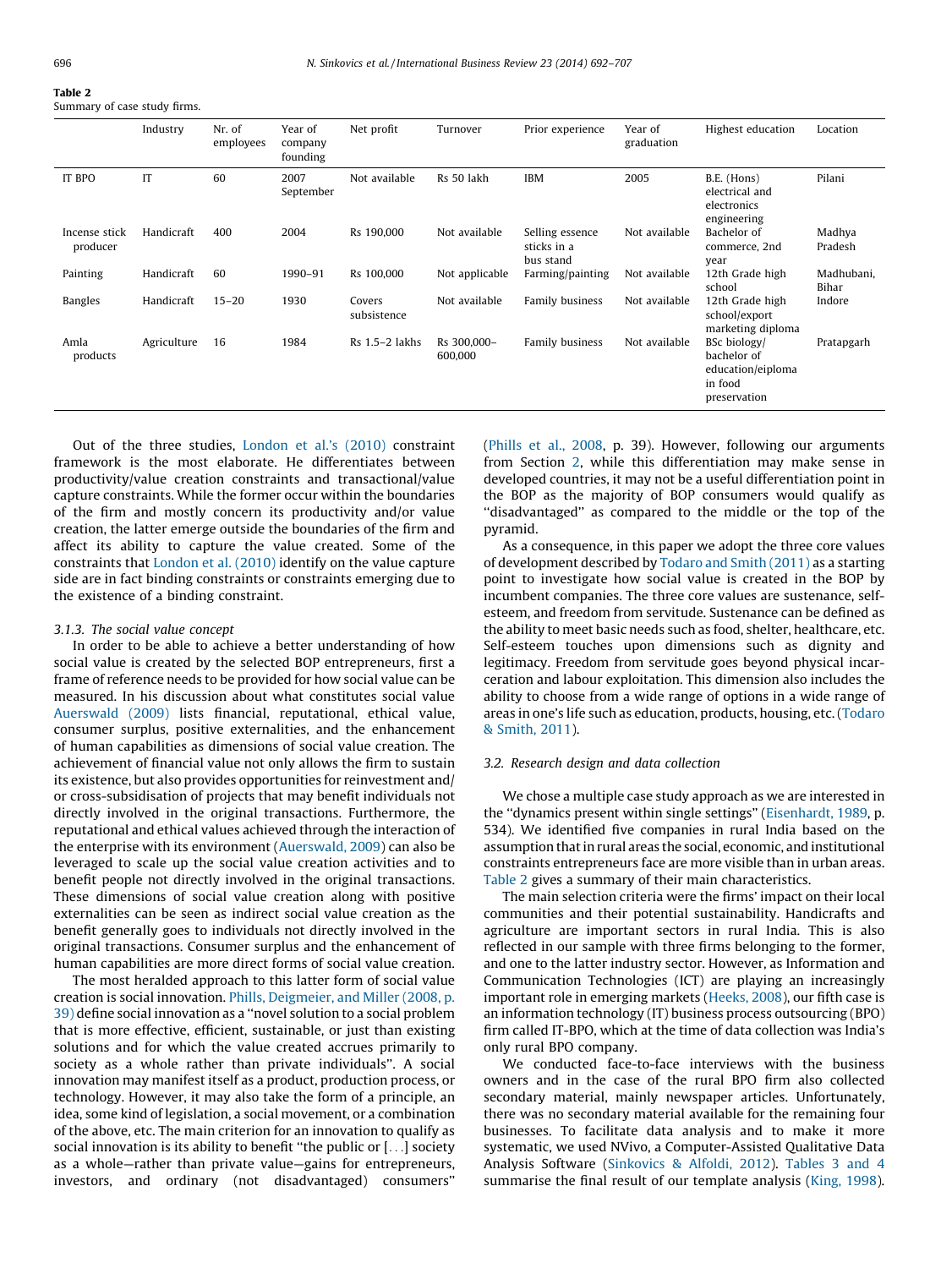**Table 2**
Summary of case study firms.

| | Industry | Nr. of employees | Year of company founding | Net profit | Turnover | Prior experience | Year of graduation | Highest education | Location |
|---|---|---|---|---|---|---|---|---|---|
| IT BPO | IT | 60 | 2007 September | Not available | Rs 50 lakh | IBM | 2005 | B.E. (Hons) electrical and electronics engineering | Pilani |
| Incense stick producer | Handicraft | 400 | 2004 | Rs 190,000 | Not available | Selling essence sticks in a bus stand | Not available | Bachelor of commerce, 2nd year | Madhya Pradesh |
| Painting | Handicraft | 60 | 1990–91 | Rs 100,000 | Not applicable | Farming/painting | Not available | 12th Grade high school | Madhubani, Bihar |
| Bangles | Handicraft | 15–20 | 1930 | Covers subsistence | Not available | Family business | Not available | 12th Grade high school/export marketing diploma | Indore |
| Amla products | Agriculture | 16 | 1984 | Rs 1.5–2 lakhs | Rs 300,000–600,000 | Family business | Not available | BSc biology/bachelor of education/eiploma in food preservation | Pratapgarh |

Out of the three studies, London et al.'s (2010) constraint framework is the most elaborate. He differentiates between productivity/value creation constraints and transactional/value capture constraints. While the former occur within the boundaries of the firm and mostly concern its productivity and/or value creation, the latter emerge outside the boundaries of the firm and affect its ability to capture the value created. Some of the constraints that London et al. (2010) identify on the value capture side are in fact binding constraints or constraints emerging due to the existence of a binding constraint.

### 3.1.3. The social value concept

In order to be able to achieve a better understanding of how social value is created by the selected BOP entrepreneurs, first a frame of reference needs to be provided for how social value can be measured. In his discussion about what constitutes social value Auerswald (2009) lists financial, reputational, ethical value, consumer surplus, positive externalities, and the enhancement of human capabilities as dimensions of social value creation. The achievement of financial value not only allows the firm to sustain its existence, but also provides opportunities for reinvestment and/or cross-subsidisation of projects that may benefit individuals not directly involved in the original transactions. Furthermore, the reputational and ethical values achieved through the interaction of the enterprise with its environment (Auerswald, 2009) can also be leveraged to scale up the social value creation activities and to benefit people not directly involved in the original transactions. These dimensions of social value creation along with positive externalities can be seen as indirect social value creation as the benefit generally goes to individuals not directly involved in the original transactions. Consumer surplus and the enhancement of human capabilities are more direct forms of social value creation.

The most heralded approach to this latter form of social value creation is social innovation. Phills, Deigmeier, and Miller (2008, p. 39) define social innovation as a "novel solution to a social problem that is more effective, efficient, sustainable, or just than existing solutions and for which the value created accrues primarily to society as a whole rather than private individuals". A social innovation may manifest itself as a product, production process, or technology. However, it may also take the form of a principle, an idea, some kind of legislation, a social movement, or a combination of the above, etc. The main criterion for an innovation to qualify as social innovation is its ability to benefit "the public or [...] society as a whole—rather than private value—gains for entrepreneurs, investors, and ordinary (not disadvantaged) consumers" (Phills et al., 2008, p. 39). However, following our arguments from Section 2, while this differentiation may make sense in developed countries, it may not be a useful differentiation point in the BOP as the majority of BOP consumers would qualify as "disadvantaged" as compared to the middle or the top of the pyramid.

As a consequence, in this paper we adopt the three core values of development described by Todaro and Smith (2011) as a starting point to investigate how social value is created in the BOP by incumbent companies. The three core values are sustenance, self-esteem, and freedom from servitude. Sustenance can be defined as the ability to meet basic needs such as food, shelter, healthcare, etc. Self-esteem touches upon dimensions such as dignity and legitimacy. Freedom from servitude goes beyond physical incarceration and labour exploitation. This dimension also includes the ability to choose from a wide range of options in a wide range of areas in one's life such as education, products, housing, etc. (Todaro & Smith, 2011).

### 3.2. Research design and data collection

We chose a multiple case study approach as we are interested in the "dynamics present within single settings" (Eisenhardt, 1989, p. 534). We identified five companies in rural India based on the assumption that in rural areas the social, economic, and institutional constraints entrepreneurs face are more visible than in urban areas. Table 2 gives a summary of their main characteristics.

The main selection criteria were the firms' impact on their local communities and their potential sustainability. Handicrafts and agriculture are important sectors in rural India. This is also reflected in our sample with three firms belonging to the former, and one to the latter industry sector. However, as Information and Communication Technologies (ICT) are playing an increasingly important role in emerging markets (Heeks, 2008), our fifth case is an information technology (IT) business process outsourcing (BPO) firm called IT-BPO, which at the time of data collection was India's only rural BPO company.

We conducted face-to-face interviews with the business owners and in the case of the rural BPO firm also collected secondary material, mainly newspaper articles. Unfortunately, there was no secondary material available for the remaining four businesses. To facilitate data analysis and to make it more systematic, we used NVivo, a Computer-Assisted Qualitative Data Analysis Software (Sinkovics & Alfoldi, 2012). Tables 3 and 4 summarise the final result of our template analysis (King, 1998).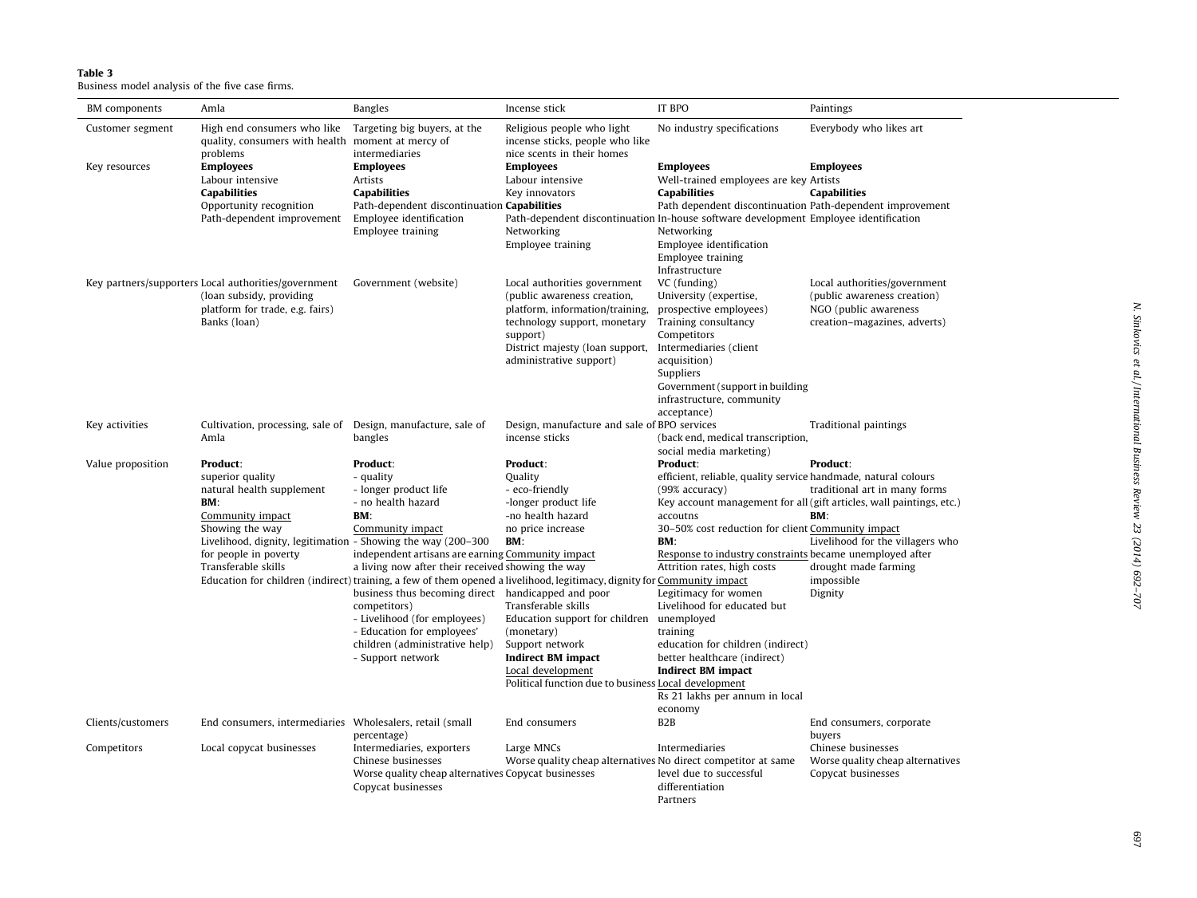**Table 3**
Business model analysis of the five case firms.

| BM components | Amla | Bangles | Incense stick | IT BPO | Paintings |
|---|---|---|---|---|---|
| Customer segment | High end consumers who like quality, consumers with health problems | Targeting big buyers, at the moment at mercy of intermediaries | Religious people who light incense sticks, people who like nice scents in their homes | No industry specifications | Everybody who likes art |
| Key resources | **Employees**<br>Labour intensive<br>**Capabilities**<br>Opportunity recognition<br>Path-dependent improvement | **Employees**<br>Artists<br>**Capabilities**<br>Path-dependent discontinuation<br>Employee identification<br>Employee training | **Employees**<br>Labour intensive<br>Key innovators<br>**Capabilities**<br>Path-dependent discontinuation<br>Networking<br>Employee training | **Employees**<br>Well-trained employees are key<br>**Capabilities**<br>Path dependent discontinuation<br>In-house software development<br>Networking<br>Employee identification<br>Employee training<br>Infrastructure | **Employees**<br>Artists<br>**Capabilities**<br>Path-dependent improvement<br>Employee identification |
| Key partners/supporters | Local authorities/government (loan subsidy, providing platform for trade, e.g. fairs)<br>Banks (loan) | Government (website) | Local authorities government (public awareness creation, platform, information/training, technology support, monetary support)<br>District majesty (loan support, administrative support) | VC (funding)<br>University (expertise, prospective employees)<br>Training consultancy<br>Competitors<br>Intermediaries (client acquisition)<br>Suppliers<br>Government (support in building infrastructure, community acceptance) | Local authorities/government (public awareness creation)<br>NGO (public awareness creation–magazines, adverts) |
| Key activities | Cultivation, processing, sale of Amla | Design, manufacture, sale of bangles | Design, manufacture and sale of incense sticks | BPO services (back end, medical transcription, social media marketing) | Traditional paintings |
| Value proposition | **Product**:<br>superior quality<br>natural health supplement<br>**BM**:<br><u>Community impact</u><br>Showing the way<br>Livelihood, dignity, legitimation for people in poverty<br>Transferable skills<br>Education for children (indirect) | **Product**:<br>- quality<br>- longer product life<br>- no health hazard<br>**BM**:<br><u>Community impact</u><br>- Showing the way (200–300 independent artisans are earning a living now after their received training, a few of them opened a business thus becoming direct competitors)<br>- Livelihood (for employees)<br>- Education for employees' children (administrative help)<br>- Support network | **Product**:<br>Quality<br>- eco-friendly<br>-longer product life<br>-no health hazard<br>no price increase<br>**BM**:<br><u>Community impact</u><br>showing the way<br>livelihood, legitimacy, dignity for handicapped and poor<br>Transferable skills<br>Education support for children (monetary)<br>Support network<br>**Indirect BM impact**<br><u>Local development</u><br>Political function due to business | **Product**:<br>efficient, reliable, quality service (99% accuracy)<br>Key account management for all accoutns<br>30–50% cost reduction for client<br>**BM**:<br><u>Response to industry constraints</u><br>Attrition rates, high costs<br><u>Community impact</u><br>Legitimacy for women<br>Livelihood for educated but unemployed<br>training<br>education for children (indirect)<br>better healthcare (indirect)<br>**Indirect BM impact**<br><u>Local development</u><br>Rs 21 lakhs per annum in local economy | **Product**:<br>handmade, natural colours<br>traditional art in many forms (gift articles, wall paintings, etc.)<br>**BM**:<br><u>Community impact</u><br>Livelihood for the villagers who became unemployed after drought made farming impossible<br>Dignity |
| Clients/customers | End consumers, intermediaries | Wholesalers, retail (small percentage) | End consumers | B2B | End consumers, corporate buyers |
| Competitors | Local copycat businesses | Intermediaries, exporters<br>Chinese businesses<br>Worse quality cheap alternatives<br>Copycat businesses | Large MNCs<br>Worse quality cheap alternatives<br>Copycat businesses | Intermediaries<br>No direct competitor at same level due to successful differentiation<br>Partners | Chinese businesses<br>Worse quality cheap alternatives<br>Copycat businesses |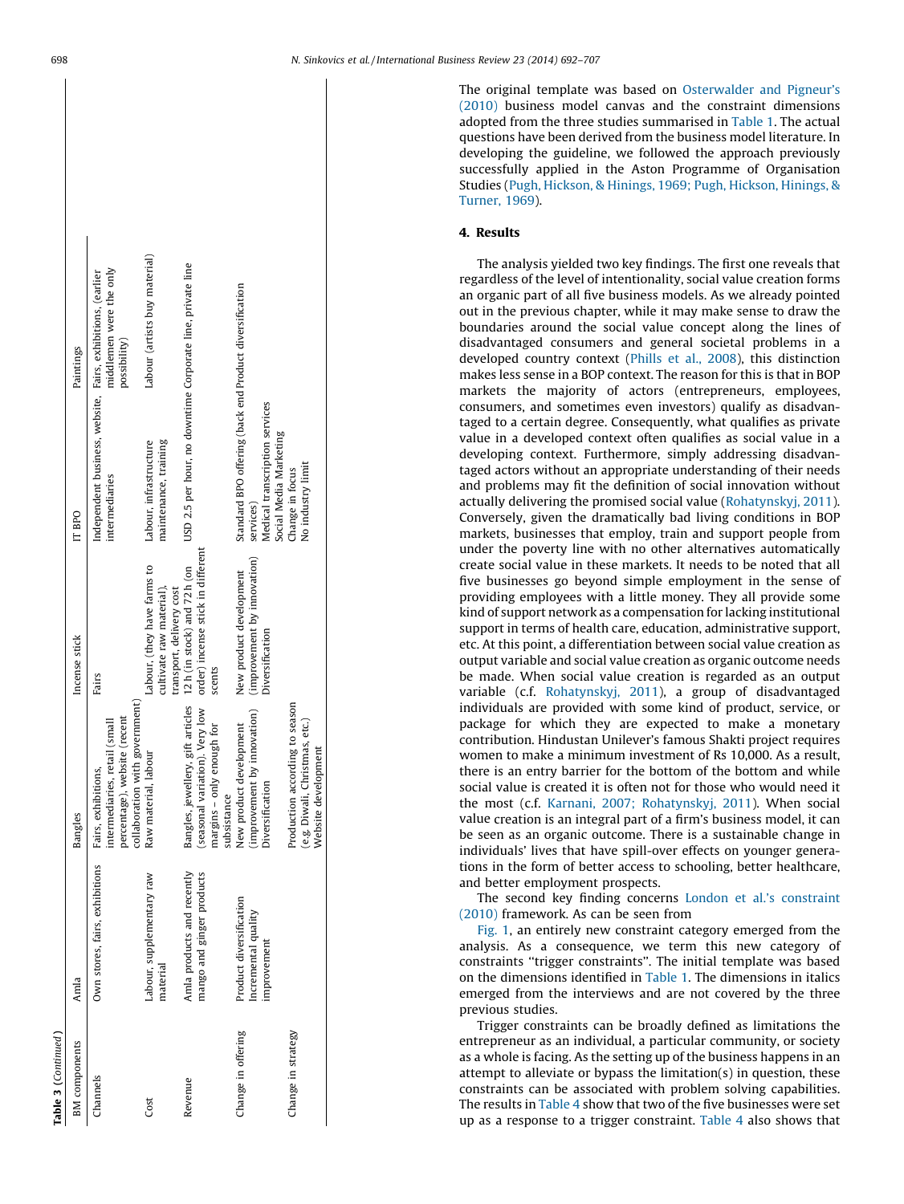Table 3 (Continued)

| BM components | Amla | Bangles | Incense stick | IT BPO | Paintings |
|---|---|---|---|---|---|
| Channels | Own stores, fairs, exhibitions | Fairs, exhibitions, intermediaries, retail (small percentage), website (recent collaboration with government) | Fairs | Independent business, website, intermediaries | Fairs, exhibitions, (earlier middlemen were the only possibility) |
| Cost | Labour, supplementary raw material | Raw material, labour | Labour, (they have farms to cultivate raw material), transport, delivery cost | Labour, infrastructure maintenance, training | Labour (artists buy material) |
| Revenue | Amla products and recently mango and ginger products | Bangles, jewellery, gift articles (seasonal variation). Very low margins – only enough for subsistence | 12 h (in stock) and 72 h (on order) incense stick in different scents | USD 2.5 per hour, no downtime | Corporate line, private line |
| Change in offering | Product diversification<br>Incremental quality improvement | New product development (improvement by innovation)<br>Diversification | New product development (improvement by innovation)<br>Diversification | Standard BPO offering (back end services)<br>Medical transcription services<br>Social Media Marketing | Product diversification |
| Change in strategy | | Production according to season (e.g. Diwali, Christmas, etc.)<br>Website development | | Change in focus<br>No industry limit | |

The original template was based on Osterwalder and Pigneur's (2010) business model canvas and the constraint dimensions adopted from the three studies summarised in Table 1. The actual questions have been derived from the business model literature. In developing the guideline, we followed the approach previously successfully applied in the Aston Programme of Organisation Studies (Pugh, Hickson, & Hinings, 1969; Pugh, Hickson, Hinings, & Turner, 1969).

## 4. Results

The analysis yielded two key findings. The first one reveals that regardless of the level of intentionality, social value creation forms an organic part of all five business models. As we already pointed out in the previous chapter, while it may make sense to draw the boundaries around the social value concept along the lines of disadvantaged consumers and general societal problems in a developed country context (Phills et al., 2008), this distinction makes less sense in a BOP context. The reason for this is that in BOP markets the majority of actors (entrepreneurs, employees, consumers, and sometimes even investors) qualify as disadvantaged to a certain degree. Consequently, what qualifies as private value in a developed context often qualifies as social value in a developing context. Furthermore, simply addressing disadvantaged actors without an appropriate understanding of their needs and problems may fit the definition of social innovation without actually delivering the promised social value (Rohatynskyj, 2011). Conversely, given the dramatically bad living conditions in BOP markets, businesses that employ, train and support people from under the poverty line with no other alternatives automatically create social value in these markets. It needs to be noted that all five businesses go beyond simple employment in the sense of providing employees with a little money. They all provide some kind of support network as a compensation for lacking institutional support in terms of health care, education, administrative support, etc. At this point, a differentiation between social value creation as output variable and social value creation as organic outcome needs be made. When social value creation is regarded as an output variable (c.f. Rohatynskyj, 2011), a group of disadvantaged individuals are provided with some kind of product, service, or package for which they are expected to make a monetary contribution. Hindustan Unilever's famous Shakti project requires women to make a minimum investment of Rs 10,000. As a result, there is an entry barrier for the bottom of the bottom and while social value is created it is often not for those who would need it the most (c.f. Karnani, 2007; Rohatynskyj, 2011). When social value creation is an integral part of a firm's business model, it can be seen as an organic outcome. There is a sustainable change in individuals' lives that have spill-over effects on younger generations in the form of better access to schooling, better healthcare, and better employment prospects.

The second key finding concerns London et al.'s constraint (2010) framework. As can be seen from Fig. 1, an entirely new constraint category emerged from the analysis. As a consequence, we term this new category of constraints "trigger constraints". The initial template was based on the dimensions identified in Table 1. The dimensions in italics emerged from the interviews and are not covered by the three previous studies.

Trigger constraints can be broadly defined as limitations the entrepreneur as an individual, a particular community, or society as a whole is facing. As the setting up of the business happens in an attempt to alleviate or bypass the limitation(s) in question, these constraints can be associated with problem solving capabilities. The results in Table 4 show that two of the five businesses were set up as a response to a trigger constraint. Table 4 also shows that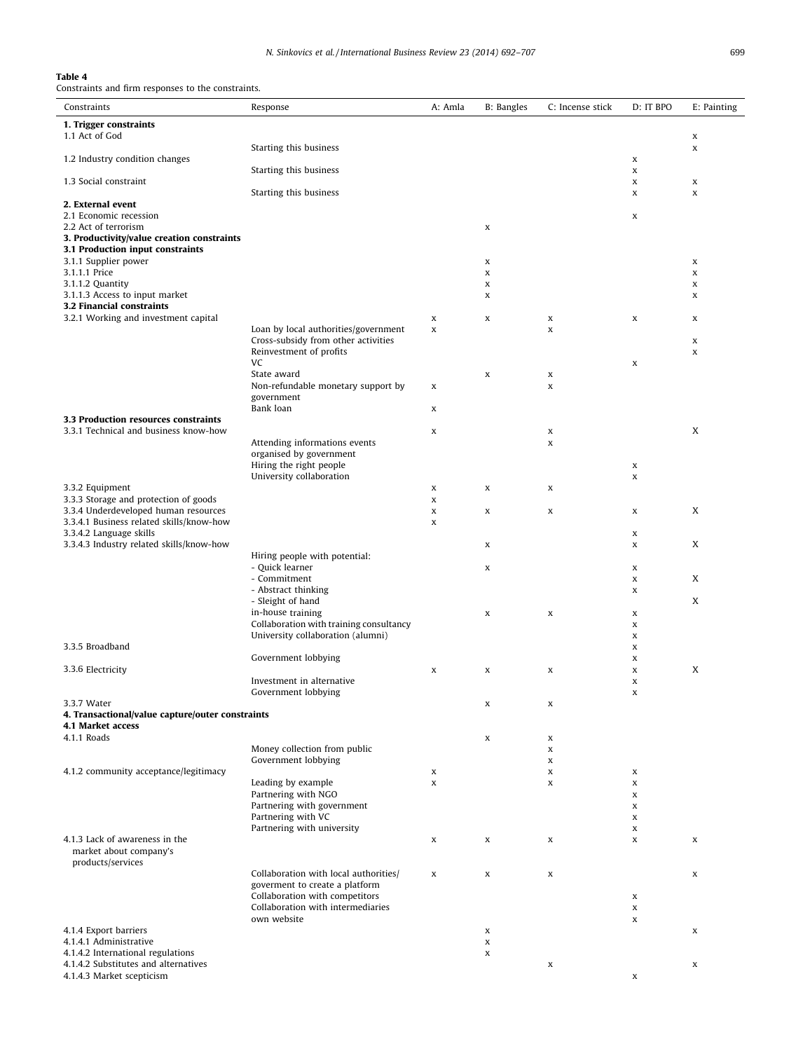**Table 4**
Constraints and firm responses to the constraints.

| Constraints | Response | A: Amla | B: Bangles | C: Incense stick | D: IT BPO | E: Painting |
|---|---|---|---|---|---|---|
| **1. Trigger constraints** | | | | | | |
| 1.1 Act of God | | | | | | x |
| | Starting this business | | | | | x |
| 1.2 Industry condition changes | | | | | x | |
| | Starting this business | | | | x | |
| 1.3 Social constraint | | | | | x | x |
| | Starting this business | | | | x | x |
| **2. External event** | | | | | | |
| 2.1 Economic recession | | | | | x | |
| 2.2 Act of terrorism | | | x | | | |
| **3. Productivity/value creation constraints** | | | | | | |
| **3.1 Production input constraints** | | | | | | |
| 3.1.1 Supplier power | | | x | | | x |
| 3.1.1.1 Price | | | x | | | x |
| 3.1.1.2 Quantity | | | x | | | x |
| 3.1.1.3 Access to input market | | | x | | | x |
| **3.2 Financial constraints** | | | | | | |
| 3.2.1 Working and investment capital | | x | x | x | x | x |
| | Loan by local authorities/government | x | | x | | |
| | Cross-subsidy from other activities | | | | | x |
| | Reinvestment of profits | | | | | x |
| | VC | | | | x | |
| | State award | | x | x | | |
| | Non-refundable monetary support by government | x | | x | | |
| | Bank loan | x | | | | |
| **3.3 Production resources constraints** | | | | | | |
| 3.3.1 Technical and business know-how | | x | | x | | X |
| | Attending informations events organised by government | | | x | | |
| | Hiring the right people | | | | x | |
| | University collaboration | | | | x | |
| 3.3.2 Equipment | | x | x | x | | |
| 3.3.3 Storage and protection of goods | | x | | | | |
| 3.3.4 Underdeveloped human resources | | x | x | x | x | X |
| 3.3.4.1 Business related skills/know-how | | x | | | | |
| 3.3.4.2 Language skills | | | | | x | |
| 3.3.4.3 Industry related skills/know-how | | | x | | x | X |
| | Hiring people with potential: | | | | | |
| | - Quick learner | | x | | x | |
| | - Commitment | | | | x | X |
| | - Abstract thinking | | | | x | |
| | - Sleight of hand | | | | | X |
| | in-house training | | x | x | x | |
| | Collaboration with training consultancy | | | | x | |
| | University collaboration (alumni) | | | | x | |
| 3.3.5 Broadband | | | | | x | |
| | Government lobbying | | | | x | |
| 3.3.6 Electricity | | x | x | x | x | X |
| | Investment in alternative | | | | x | |
| | Government lobbying | | | | x | |
| 3.3.7 Water | | | x | x | | |
| **4. Transactional/value capture/outer constraints** | | | | | | |
| **4.1 Market access** | | | | | | |
| 4.1.1 Roads | | | x | x | | |
| | Money collection from public | | | x | | |
| | Government lobbying | | | x | | |
| 4.1.2 community acceptance/legitimacy | | x | | x | x | |
| | Leading by example | x | | x | x | |
| | Partnering with NGO | | | | x | |
| | Partnering with government | | | | x | |
| | Partnering with VC | | | | x | |
| | Partnering with university | | | | x | |
| 4.1.3 Lack of awareness in the market about company's products/services | | x | x | x | x | x |
| | Collaboration with local authorities/ goverment to create a platform | x | x | x | | x |
| | Collaboration with competitors | | | | x | |
| | Collaboration with intermediaries | | | | x | |
| | own website | | | | x | |
| 4.1.4 Export barriers | | | x | | | x |
| 4.1.4.1 Administrative | | | x | | | |
| 4.1.4.2 International regulations | | | x | | | |
| 4.1.4.2 Substitutes and alternatives | | | | x | | x |
| 4.1.4.3 Market scepticism | | | | | x | |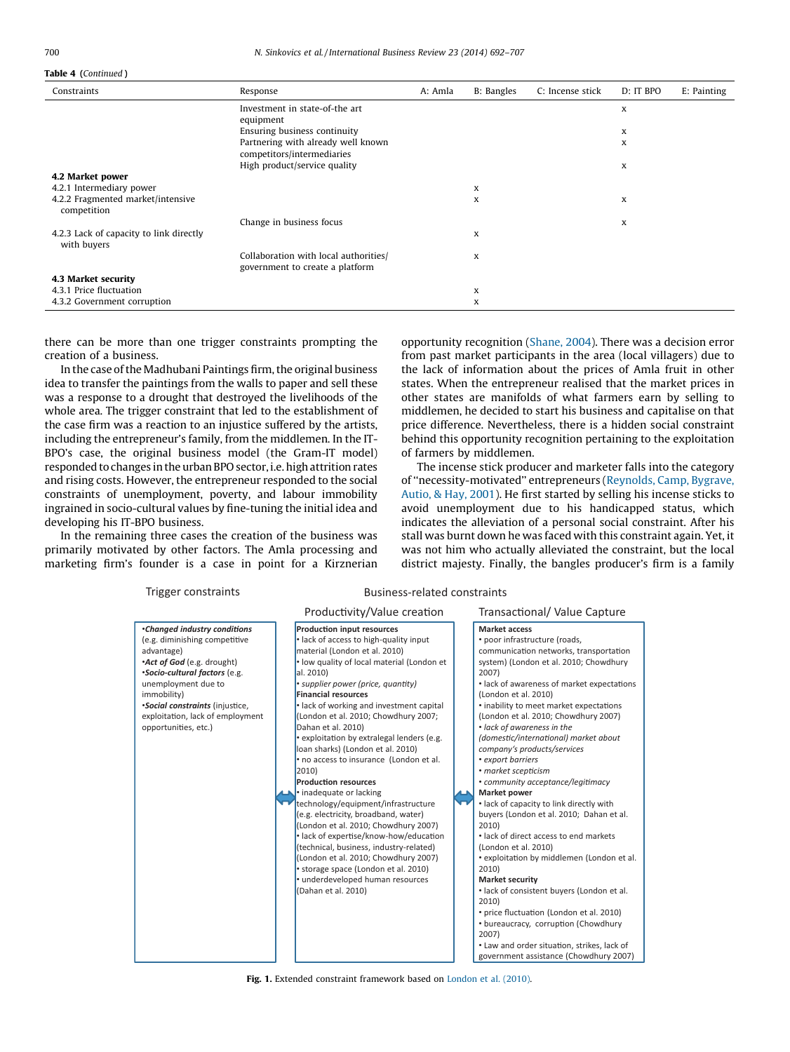**Table 4** (*Continued*)

| Constraints | Response | A: Amla | B: Bangles | C: Incense stick | D: IT BPO | E: Painting |
|---|---|---|---|---|---|---|
| | Investment in state-of-the art equipment | | | | x | |
| | Ensuring business continuity | | | | x | |
| | Partnering with already well known competitors/intermediaries | | | | x | |
| | High product/service quality | | | | x | |
| **4.2 Market power** | | | | | | |
| 4.2.1 Intermediary power | | | x | | | |
| 4.2.2 Fragmented market/intensive competition | | | x | | x | |
| | Change in business focus | | | | x | |
| 4.2.3 Lack of capacity to link directly with buyers | | | x | | | |
| | Collaboration with local authorities/ government to create a platform | | x | | | |
| **4.3 Market security** | | | | | | |
| 4.3.1 Price fluctuation | | | x | | | |
| 4.3.2 Government corruption | | | x | | | |

there can be more than one trigger constraints prompting the creation of a business.

In the case of the Madhubani Paintings firm, the original business idea to transfer the paintings from the walls to paper and sell these was a response to a drought that destroyed the livelihoods of the whole area. The trigger constraint that led to the establishment of the case firm was a reaction to an injustice suffered by the artists, including the entrepreneur's family, from the middlemen. In the IT-BPO's case, the original business model (the Gram-IT model) responded to changes in the urban BPO sector, i.e. high attrition rates and rising costs. However, the entrepreneur responded to the social constraints of unemployment, poverty, and labour immobility ingrained in socio-cultural values by fine-tuning the initial idea and developing his IT-BPO business.

In the remaining three cases the creation of the business was primarily motivated by other factors. The Amla processing and marketing firm's founder is a case in point for a Kirznerian opportunity recognition (Shane, 2004). There was a decision error from past market participants in the area (local villagers) due to the lack of information about the prices of Amla fruit in other states. When the entrepreneur realised that the market prices in other states are manifolds of what farmers earn by selling to middlemen, he decided to start his business and capitalise on that price difference. Nevertheless, there is a hidden social constraint behind this opportunity recognition pertaining to the exploitation of farmers by middlemen.

The incense stick producer and marketer falls into the category of "necessity-motivated" entrepreneurs (Reynolds, Camp, Bygrave, Autio, & Hay, 2001). He first started by selling his incense sticks to avoid unemployment due to his handicapped status, which indicates the alleviation of a personal social constraint. After his stall was burnt down he was faced with this constraint again. Yet, it was not him who actually alleviated the constraint, but the local district majesty. Finally, the bangles producer's firm is a family

| Trigger constraints | Business-related constraints: Productivity/Value creation | Business-related constraints: Transactional/ Value Capture |
|---|---|---|
| •*Changed industry conditions* (e.g. diminishing competitive advantage)<br>•*Act of God* (e.g. drought)<br>•*Socio-cultural factors* (e.g. unemployment due to immobility)<br>•*Social constraints* (injustice, exploitation, lack of employment opportunities, etc.) | **Production input resources**<br>• lack of access to high-quality input material (London et al. 2010)<br>• low quality of local material (London et al. 2010)<br>• *supplier power (price, quantity)*<br>**Financial resources**<br>• lack of working and investment capital (London et al. 2010; Chowdhury 2007; Dahan et al. 2010)<br>• exploitation by extralegal lenders (e.g. loan sharks) (London et al. 2010)<br>• no access to insurance (London et al. 2010)<br>**Production resources**<br>• inadequate or lacking technology/equipment/infrastructure (e.g. electricity, broadband, water) (London et al. 2010; Chowdhury 2007)<br>• lack of expertise/know-how/education (technical, business, industry-related) (London et al. 2010; Chowdhury 2007)<br>• storage space (London et al. 2010)<br>• underdeveloped human resources (Dahan et al. 2010) | **Market access**<br>• poor infrastructure (roads, communication networks, transportation system) (London et al. 2010; Chowdhury 2007)<br>• lack of awareness of market expectations (London et al. 2010)<br>• inability to meet market expectations (London et al. 2010; Chowdhury 2007)<br>• *lack of awareness in the (domestic/international) market about company's products/services*<br>• *export barriers*<br>• *market scepticism*<br>• *community acceptance/legitimacy*<br>**Market power**<br>• lack of capacity to link directly with buyers (London et al. 2010; Dahan et al. 2010)<br>• lack of direct access to end markets (London et al. 2010)<br>• exploitation by middlemen (London et al. 2010)<br>**Market security**<br>• lack of consistent buyers (London et al. 2010)<br>• price fluctuation (London et al. 2010)<br>• bureaucracy, corruption (Chowdhury 2007)<br>• Law and order situation, strikes, lack of government assistance (Chowdhury 2007) |

**Fig. 1.** Extended constraint framework based on London et al. (2010).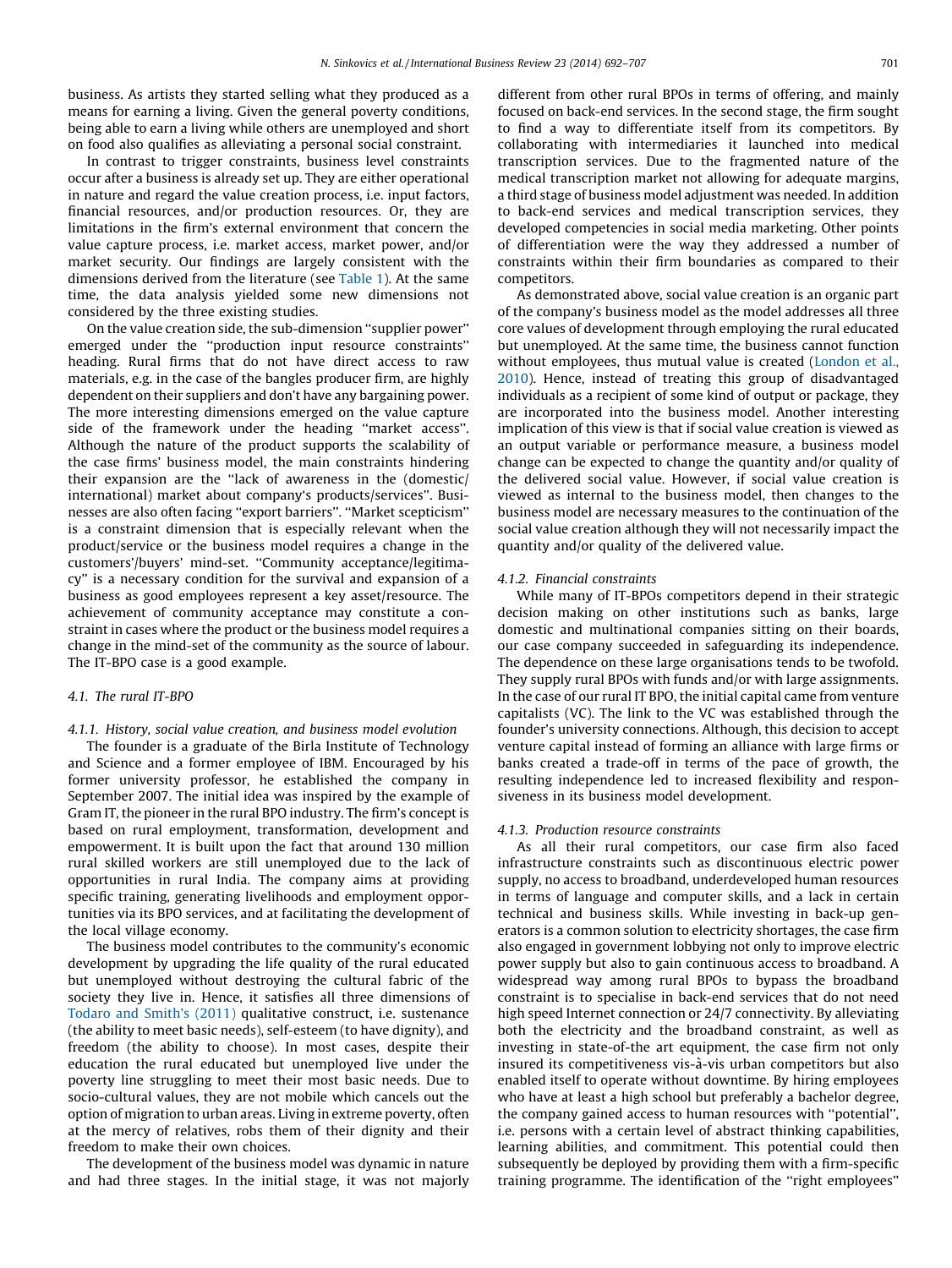business. As artists they started selling what they produced as a means for earning a living. Given the general poverty conditions, being able to earn a living while others are unemployed and short on food also qualifies as alleviating a personal social constraint.

In contrast to trigger constraints, business level constraints occur after a business is already set up. They are either operational in nature and regard the value creation process, i.e. input factors, financial resources, and/or production resources. Or, they are limitations in the firm's external environment that concern the value capture process, i.e. market access, market power, and/or market security. Our findings are largely consistent with the dimensions derived from the literature (see Table 1). At the same time, the data analysis yielded some new dimensions not considered by the three existing studies.

On the value creation side, the sub-dimension "supplier power" emerged under the "production input resource constraints" heading. Rural firms that do not have direct access to raw materials, e.g. in the case of the bangles producer firm, are highly dependent on their suppliers and don't have any bargaining power. The more interesting dimensions emerged on the value capture side of the framework under the heading "market access". Although the nature of the product supports the scalability of the case firms' business model, the main constraints hindering their expansion are the "lack of awareness in the (domestic/international) market about company's products/services". Businesses are also often facing "export barriers". "Market scepticism" is a constraint dimension that is especially relevant when the product/service or the business model requires a change in the customers'/buyers' mind-set. "Community acceptance/legitimacy" is a necessary condition for the survival and expansion of a business as good employees represent a key asset/resource. The achievement of community acceptance may constitute a constraint in cases where the product or the business model requires a change in the mind-set of the community as the source of labour. The IT-BPO case is a good example.

### 4.1. The rural IT-BPO

#### 4.1.1. History, social value creation, and business model evolution

The founder is a graduate of the Birla Institute of Technology and Science and a former employee of IBM. Encouraged by his former university professor, he established the company in September 2007. The initial idea was inspired by the example of Gram IT, the pioneer in the rural BPO industry. The firm's concept is based on rural employment, transformation, development and empowerment. It is built upon the fact that around 130 million rural skilled workers are still unemployed due to the lack of opportunities in rural India. The company aims at providing specific training, generating livelihoods and employment opportunities via its BPO services, and at facilitating the development of the local village economy.

The business model contributes to the community's economic development by upgrading the life quality of the rural educated but unemployed without destroying the cultural fabric of the society they live in. Hence, it satisfies all three dimensions of Todaro and Smith's (2011) qualitative construct, i.e. sustenance (the ability to meet basic needs), self-esteem (to have dignity), and freedom (the ability to choose). In most cases, despite their education the rural educated but unemployed live under the poverty line struggling to meet their most basic needs. Due to socio-cultural values, they are not mobile which cancels out the option of migration to urban areas. Living in extreme poverty, often at the mercy of relatives, robs them of their dignity and their freedom to make their own choices.

The development of the business model was dynamic in nature and had three stages. In the initial stage, it was not majorly different from other rural BPOs in terms of offering, and mainly focused on back-end services. In the second stage, the firm sought to find a way to differentiate itself from its competitors. By collaborating with intermediaries it launched into medical transcription services. Due to the fragmented nature of the medical transcription market not allowing for adequate margins, a third stage of business model adjustment was needed. In addition to back-end services and medical transcription services, they developed competencies in social media marketing. Other points of differentiation were the way they addressed a number of constraints within their firm boundaries as compared to their competitors.

As demonstrated above, social value creation is an organic part of the company's business model as the model addresses all three core values of development through employing the rural educated but unemployed. At the same time, the business cannot function without employees, thus mutual value is created (London et al., 2010). Hence, instead of treating this group of disadvantaged individuals as a recipient of some kind of output or package, they are incorporated into the business model. Another interesting implication of this view is that if social value creation is viewed as an output variable or performance measure, a business model change can be expected to change the quantity and/or quality of the delivered social value. However, if social value creation is viewed as internal to the business model, then changes to the business model are necessary measures to the continuation of the social value creation although they will not necessarily impact the quantity and/or quality of the delivered value.

#### 4.1.2. Financial constraints

While many of IT-BPOs competitors depend in their strategic decision making on other institutions such as banks, large domestic and multinational companies sitting on their boards, our case company succeeded in safeguarding its independence. The dependence on these large organisations tends to be twofold. They supply rural BPOs with funds and/or with large assignments. In the case of our rural IT BPO, the initial capital came from venture capitalists (VC). The link to the VC was established through the founder's university connections. Although, this decision to accept venture capital instead of forming an alliance with large firms or banks created a trade-off in terms of the pace of growth, the resulting independence led to increased flexibility and responsiveness in its business model development.

#### 4.1.3. Production resource constraints

As all their rural competitors, our case firm also faced infrastructure constraints such as discontinuous electric power supply, no access to broadband, underdeveloped human resources in terms of language and computer skills, and a lack in certain technical and business skills. While investing in back-up generators is a common solution to electricity shortages, the case firm also engaged in government lobbying not only to improve electric power supply but also to gain continuous access to broadband. A widespread way among rural BPOs to bypass the broadband constraint is to specialise in back-end services that do not need high speed Internet connection or 24/7 connectivity. By alleviating both the electricity and the broadband constraint, as well as investing in state-of-the art equipment, the case firm not only insured its competitiveness vis-à-vis urban competitors but also enabled itself to operate without downtime. By hiring employees who have at least a high school but preferably a bachelor degree, the company gained access to human resources with "potential", i.e. persons with a certain level of abstract thinking capabilities, learning abilities, and commitment. This potential could then subsequently be deployed by providing them with a firm-specific training programme. The identification of the "right employees"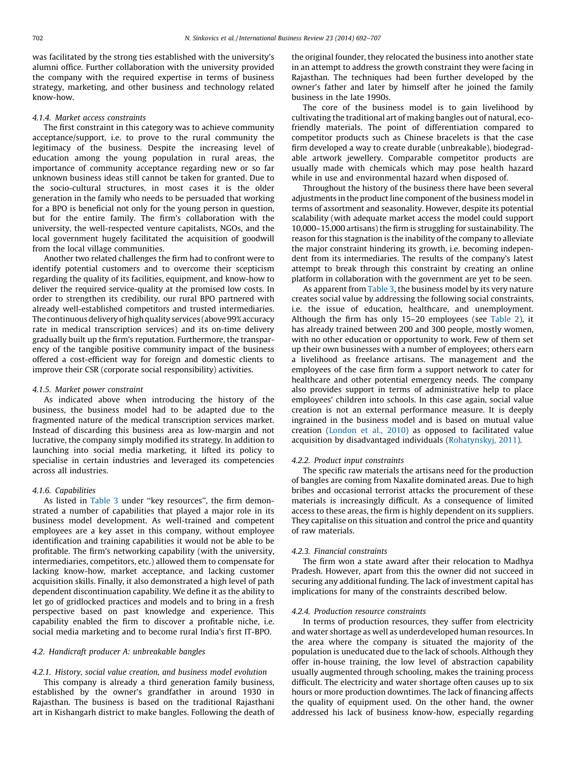was facilitated by the strong ties established with the university's alumni office. Further collaboration with the university provided the company with the required expertise in terms of business strategy, marketing, and other business and technology related know-how.

#### 4.1.4. Market access constraints

The first constraint in this category was to achieve community acceptance/support, i.e. to prove to the rural community the legitimacy of the business. Despite the increasing level of education among the young population in rural areas, the importance of community acceptance regarding new or so far unknown business ideas still cannot be taken for granted. Due to the socio-cultural structures, in most cases it is the older generation in the family who needs to be persuaded that working for a BPO is beneficial not only for the young person in question, but for the entire family. The firm's collaboration with the university, the well-respected venture capitalists, NGOs, and the local government hugely facilitated the acquisition of goodwill from the local village communities.

Another two related challenges the firm had to confront were to identify potential customers and to overcome their scepticism regarding the quality of its facilities, equipment, and know-how to deliver the required service-quality at the promised low costs. In order to strengthen its credibility, our rural BPO partnered with already well-established competitors and trusted intermediaries. The continuous delivery of high quality services (above 99% accuracy rate in medical transcription services) and its on-time delivery gradually built up the firm's reputation. Furthermore, the transparency of the tangible positive community impact of the business offered a cost-efficient way for foreign and domestic clients to improve their CSR (corporate social responsibility) activities.

#### 4.1.5. Market power constraint

As indicated above when introducing the history of the business, the business model had to be adapted due to the fragmented nature of the medical transcription services market. Instead of discarding this business area as low-margin and not lucrative, the company simply modified its strategy. In addition to launching into social media marketing, it lifted its policy to specialise in certain industries and leveraged its competencies across all industries.

#### 4.1.6. Capabilities

As listed in Table 3 under "key resources", the firm demonstrated a number of capabilities that played a major role in its business model development. As well-trained and competent employees are a key asset in this company, without employee identification and training capabilities it would not be able to be profitable. The firm's networking capability (with the university, intermediaries, competitors, etc.) allowed them to compensate for lacking know-how, market acceptance, and lacking customer acquisition skills. Finally, it also demonstrated a high level of path dependent discontinuation capability. We define it as the ability to let go of gridlocked practices and models and to bring in a fresh perspective based on past knowledge and experience. This capability enabled the firm to discover a profitable niche, i.e. social media marketing and to become rural India's first IT-BPO.

### 4.2. Handicraft producer A: unbreakable bangles

#### 4.2.1. History, social value creation, and business model evolution

This company is already a third generation family business, established by the owner's grandfather in around 1930 in Rajasthan. The business is based on the traditional Rajasthani art in Kishangarh district to make bangles. Following the death of the original founder, they relocated the business into another state in an attempt to address the growth constraint they were facing in Rajasthan. The techniques had been further developed by the owner's father and later by himself after he joined the family business in the late 1990s.

The core of the business model is to gain livelihood by cultivating the traditional art of making bangles out of natural, eco-friendly materials. The point of differentiation compared to competitor products such as Chinese bracelets is that the case firm developed a way to create durable (unbreakable), biodegradable artwork jewellery. Comparable competitor products are usually made with chemicals which may pose health hazard while in use and environmental hazard when disposed of.

Throughout the history of the business there have been several adjustments in the product line component of the business model in terms of assortment and seasonality. However, despite its potential scalability (with adequate market access the model could support 10,000–15,000 artisans) the firm is struggling for sustainability. The reason for this stagnation is the inability of the company to alleviate the major constraint hindering its growth, i.e. becoming independent from its intermediaries. The results of the company's latest attempt to break through this constraint by creating an online platform in collaboration with the government are yet to be seen.

As apparent from Table 3, the business model by its very nature creates social value by addressing the following social constraints, i.e. the issue of education, healthcare, and unemployment. Although the firm has only 15–20 employees (see Table 2), it has already trained between 200 and 300 people, mostly women, with no other education or opportunity to work. Few of them set up their own businesses with a number of employees; others earn a livelihood as freelance artisans. The management and the employees of the case firm form a support network to cater for healthcare and other potential emergency needs. The company also provides support in terms of administrative help to place employees' children into schools. In this case again, social value creation is not an external performance measure. It is deeply ingrained in the business model and is based on mutual value creation (London et al., 2010) as opposed to facilitated value acquisition by disadvantaged individuals (Rohatynskyj, 2011).

#### 4.2.2. Product input constraints

The specific raw materials the artisans need for the production of bangles are coming from Naxalite dominated areas. Due to high bribes and occasional terrorist attacks the procurement of these materials is increasingly difficult. As a consequence of limited access to these areas, the firm is highly dependent on its suppliers. They capitalise on this situation and control the price and quantity of raw materials.

#### 4.2.3. Financial constraints

The firm won a state award after their relocation to Madhya Pradesh. However, apart from this the owner did not succeed in securing any additional funding. The lack of investment capital has implications for many of the constraints described below.

#### 4.2.4. Production resource constraints

In terms of production resources, they suffer from electricity and water shortage as well as underdeveloped human resources. In the area where the company is situated the majority of the population is uneducated due to the lack of schools. Although they offer in-house training, the low level of abstraction capability usually augmented through schooling, makes the training process difficult. The electricity and water shortage often causes up to six hours or more production downtimes. The lack of financing affects the quality of equipment used. On the other hand, the owner addressed his lack of business know-how, especially regarding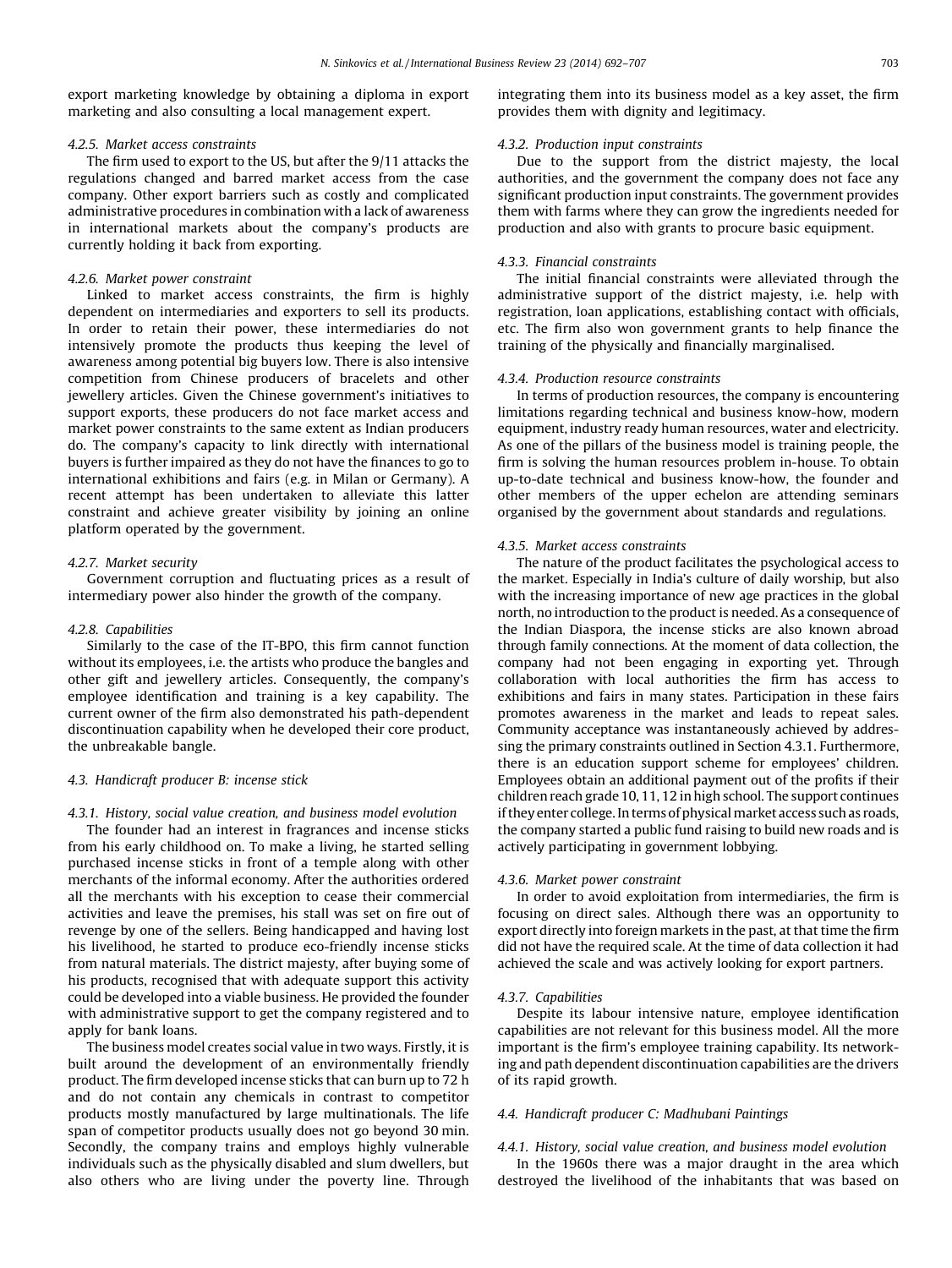export marketing knowledge by obtaining a diploma in export marketing and also consulting a local management expert.

#### 4.2.5. Market access constraints

The firm used to export to the US, but after the 9/11 attacks the regulations changed and barred market access from the case company. Other export barriers such as costly and complicated administrative procedures in combination with a lack of awareness in international markets about the company's products are currently holding it back from exporting.

#### 4.2.6. Market power constraint

Linked to market access constraints, the firm is highly dependent on intermediaries and exporters to sell its products. In order to retain their power, these intermediaries do not intensively promote the products thus keeping the level of awareness among potential big buyers low. There is also intensive competition from Chinese producers of bracelets and other jewellery articles. Given the Chinese government's initiatives to support exports, these producers do not face market access and market power constraints to the same extent as Indian producers do. The company's capacity to link directly with international buyers is further impaired as they do not have the finances to go to international exhibitions and fairs (e.g. in Milan or Germany). A recent attempt has been undertaken to alleviate this latter constraint and achieve greater visibility by joining an online platform operated by the government.

#### 4.2.7. Market security

Government corruption and fluctuating prices as a result of intermediary power also hinder the growth of the company.

#### 4.2.8. Capabilities

Similarly to the case of the IT-BPO, this firm cannot function without its employees, i.e. the artists who produce the bangles and other gift and jewellery articles. Consequently, the company's employee identification and training is a key capability. The current owner of the firm also demonstrated his path-dependent discontinuation capability when he developed their core product, the unbreakable bangle.

### 4.3. Handicraft producer B: incense stick

#### 4.3.1. History, social value creation, and business model evolution

The founder had an interest in fragrances and incense sticks from his early childhood on. To make a living, he started selling purchased incense sticks in front of a temple along with other merchants of the informal economy. After the authorities ordered all the merchants with his exception to cease their commercial activities and leave the premises, his stall was set on fire out of revenge by one of the sellers. Being handicapped and having lost his livelihood, he started to produce eco-friendly incense sticks from natural materials. The district majesty, after buying some of his products, recognised that with adequate support this activity could be developed into a viable business. He provided the founder with administrative support to get the company registered and to apply for bank loans.

The business model creates social value in two ways. Firstly, it is built around the development of an environmentally friendly product. The firm developed incense sticks that can burn up to 72 h and do not contain any chemicals in contrast to competitor products mostly manufactured by large multinationals. The life span of competitor products usually does not go beyond 30 min. Secondly, the company trains and employs highly vulnerable individuals such as the physically disabled and slum dwellers, but also others who are living under the poverty line. Through integrating them into its business model as a key asset, the firm provides them with dignity and legitimacy.

#### 4.3.2. Production input constraints

Due to the support from the district majesty, the local authorities, and the government the company does not face any significant production input constraints. The government provides them with farms where they can grow the ingredients needed for production and also with grants to procure basic equipment.

#### 4.3.3. Financial constraints

The initial financial constraints were alleviated through the administrative support of the district majesty, i.e. help with registration, loan applications, establishing contact with officials, etc. The firm also won government grants to help finance the training of the physically and financially marginalised.

#### 4.3.4. Production resource constraints

In terms of production resources, the company is encountering limitations regarding technical and business know-how, modern equipment, industry ready human resources, water and electricity. As one of the pillars of the business model is training people, the firm is solving the human resources problem in-house. To obtain up-to-date technical and business know-how, the founder and other members of the upper echelon are attending seminars organised by the government about standards and regulations.

#### 4.3.5. Market access constraints

The nature of the product facilitates the psychological access to the market. Especially in India's culture of daily worship, but also with the increasing importance of new age practices in the global north, no introduction to the product is needed. As a consequence of the Indian Diaspora, the incense sticks are also known abroad through family connections. At the moment of data collection, the company had not been engaging in exporting yet. Through collaboration with local authorities the firm has access to exhibitions and fairs in many states. Participation in these fairs promotes awareness in the market and leads to repeat sales. Community acceptance was instantaneously achieved by addressing the primary constraints outlined in Section 4.3.1. Furthermore, there is an education support scheme for employees' children. Employees obtain an additional payment out of the profits if their children reach grade 10, 11, 12 in high school. The support continues if they enter college. In terms of physical market access such as roads, the company started a public fund raising to build new roads and is actively participating in government lobbying.

#### 4.3.6. Market power constraint

In order to avoid exploitation from intermediaries, the firm is focusing on direct sales. Although there was an opportunity to export directly into foreign markets in the past, at that time the firm did not have the required scale. At the time of data collection it had achieved the scale and was actively looking for export partners.

#### 4.3.7. Capabilities

Despite its labour intensive nature, employee identification capabilities are not relevant for this business model. All the more important is the firm's employee training capability. Its networking and path dependent discontinuation capabilities are the drivers of its rapid growth.

### 4.4. Handicraft producer C: Madhubani Paintings

#### 4.4.1. History, social value creation, and business model evolution

In the 1960s there was a major draught in the area which destroyed the livelihood of the inhabitants that was based on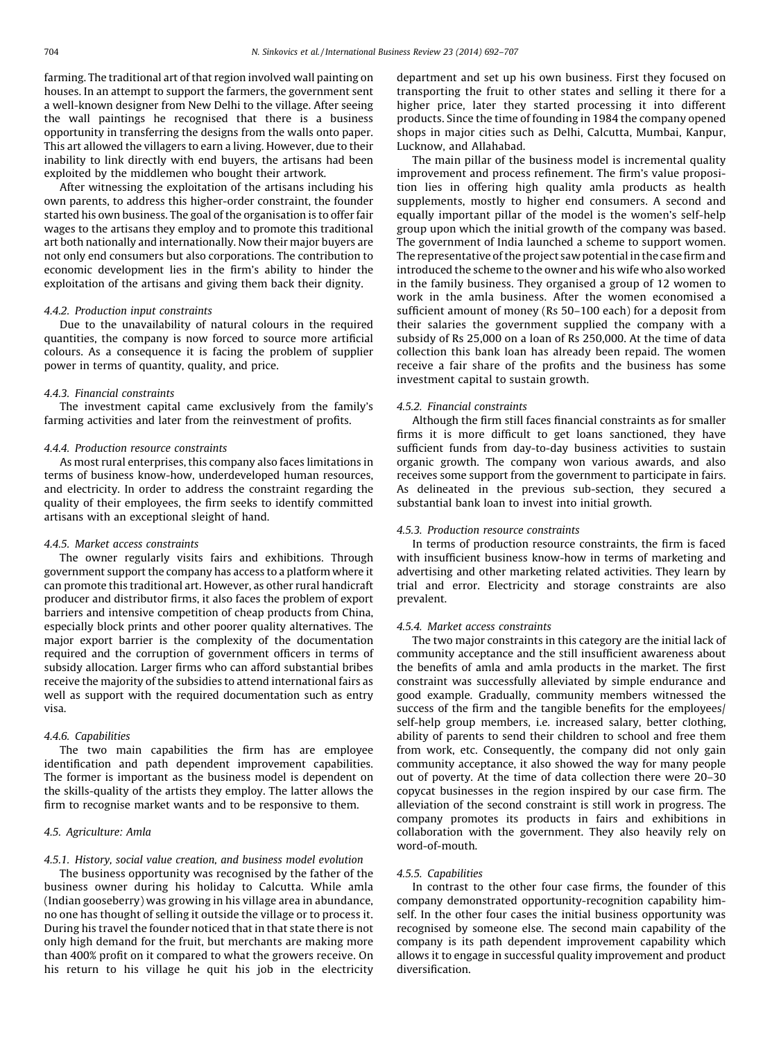farming. The traditional art of that region involved wall painting on houses. In an attempt to support the farmers, the government sent a well-known designer from New Delhi to the village. After seeing the wall paintings he recognised that there is a business opportunity in transferring the designs from the walls onto paper. This art allowed the villagers to earn a living. However, due to their inability to link directly with end buyers, the artisans had been exploited by the middlemen who bought their artwork.

After witnessing the exploitation of the artisans including his own parents, to address this higher-order constraint, the founder started his own business. The goal of the organisation is to offer fair wages to the artisans they employ and to promote this traditional art both nationally and internationally. Now their major buyers are not only end consumers but also corporations. The contribution to economic development lies in the firm's ability to hinder the exploitation of the artisans and giving them back their dignity.

#### *4.4.2. Production input constraints*

Due to the unavailability of natural colours in the required quantities, the company is now forced to source more artificial colours. As a consequence it is facing the problem of supplier power in terms of quantity, quality, and price.

#### *4.4.3. Financial constraints*

The investment capital came exclusively from the family's farming activities and later from the reinvestment of profits.

#### *4.4.4. Production resource constraints*

As most rural enterprises, this company also faces limitations in terms of business know-how, underdeveloped human resources, and electricity. In order to address the constraint regarding the quality of their employees, the firm seeks to identify committed artisans with an exceptional sleight of hand.

#### *4.4.5. Market access constraints*

The owner regularly visits fairs and exhibitions. Through government support the company has access to a platform where it can promote this traditional art. However, as other rural handicraft producer and distributor firms, it also faces the problem of export barriers and intensive competition of cheap products from China, especially block prints and other poorer quality alternatives. The major export barrier is the complexity of the documentation required and the corruption of government officers in terms of subsidy allocation. Larger firms who can afford substantial bribes receive the majority of the subsidies to attend international fairs as well as support with the required documentation such as entry visa.

#### *4.4.6. Capabilities*

The two main capabilities the firm has are employee identification and path dependent improvement capabilities. The former is important as the business model is dependent on the skills-quality of the artists they employ. The latter allows the firm to recognise market wants and to be responsive to them.

### *4.5. Agriculture: Amla*

#### *4.5.1. History, social value creation, and business model evolution*

The business opportunity was recognised by the father of the business owner during his holiday to Calcutta. While amla (Indian gooseberry) was growing in his village area in abundance, no one has thought of selling it outside the village or to process it. During his travel the founder noticed that in that state there is not only high demand for the fruit, but merchants are making more than 400% profit on it compared to what the growers receive. On his return to his village he quit his job in the electricity department and set up his own business. First they focused on transporting the fruit to other states and selling it there for a higher price, later they started processing it into different products. Since the time of founding in 1984 the company opened shops in major cities such as Delhi, Calcutta, Mumbai, Kanpur, Lucknow, and Allahabad.

The main pillar of the business model is incremental quality improvement and process refinement. The firm's value proposition lies in offering high quality amla products as health supplements, mostly to higher end consumers. A second and equally important pillar of the model is the women's self-help group upon which the initial growth of the company was based. The government of India launched a scheme to support women. The representative of the project saw potential in the case firm and introduced the scheme to the owner and his wife who also worked in the family business. They organised a group of 12 women to work in the amla business. After the women economised a sufficient amount of money (Rs 50–100 each) for a deposit from their salaries the government supplied the company with a subsidy of Rs 25,000 on a loan of Rs 250,000. At the time of data collection this bank loan has already been repaid. The women receive a fair share of the profits and the business has some investment capital to sustain growth.

#### *4.5.2. Financial constraints*

Although the firm still faces financial constraints as for smaller firms it is more difficult to get loans sanctioned, they have sufficient funds from day-to-day business activities to sustain organic growth. The company won various awards, and also receives some support from the government to participate in fairs. As delineated in the previous sub-section, they secured a substantial bank loan to invest into initial growth.

#### *4.5.3. Production resource constraints*

In terms of production resource constraints, the firm is faced with insufficient business know-how in terms of marketing and advertising and other marketing related activities. They learn by trial and error. Electricity and storage constraints are also prevalent.

#### *4.5.4. Market access constraints*

The two major constraints in this category are the initial lack of community acceptance and the still insufficient awareness about the benefits of amla and amla products in the market. The first constraint was successfully alleviated by simple endurance and good example. Gradually, community members witnessed the success of the firm and the tangible benefits for the employees/ self-help group members, i.e. increased salary, better clothing, ability of parents to send their children to school and free them from work, etc. Consequently, the company did not only gain community acceptance, it also showed the way for many people out of poverty. At the time of data collection there were 20–30 copycat businesses in the region inspired by our case firm. The alleviation of the second constraint is still work in progress. The company promotes its products in fairs and exhibitions in collaboration with the government. They also heavily rely on word-of-mouth.

#### *4.5.5. Capabilities*

In contrast to the other four case firms, the founder of this company demonstrated opportunity-recognition capability himself. In the other four cases the initial business opportunity was recognised by someone else. The second main capability of the company is its path dependent improvement capability which allows it to engage in successful quality improvement and product diversification.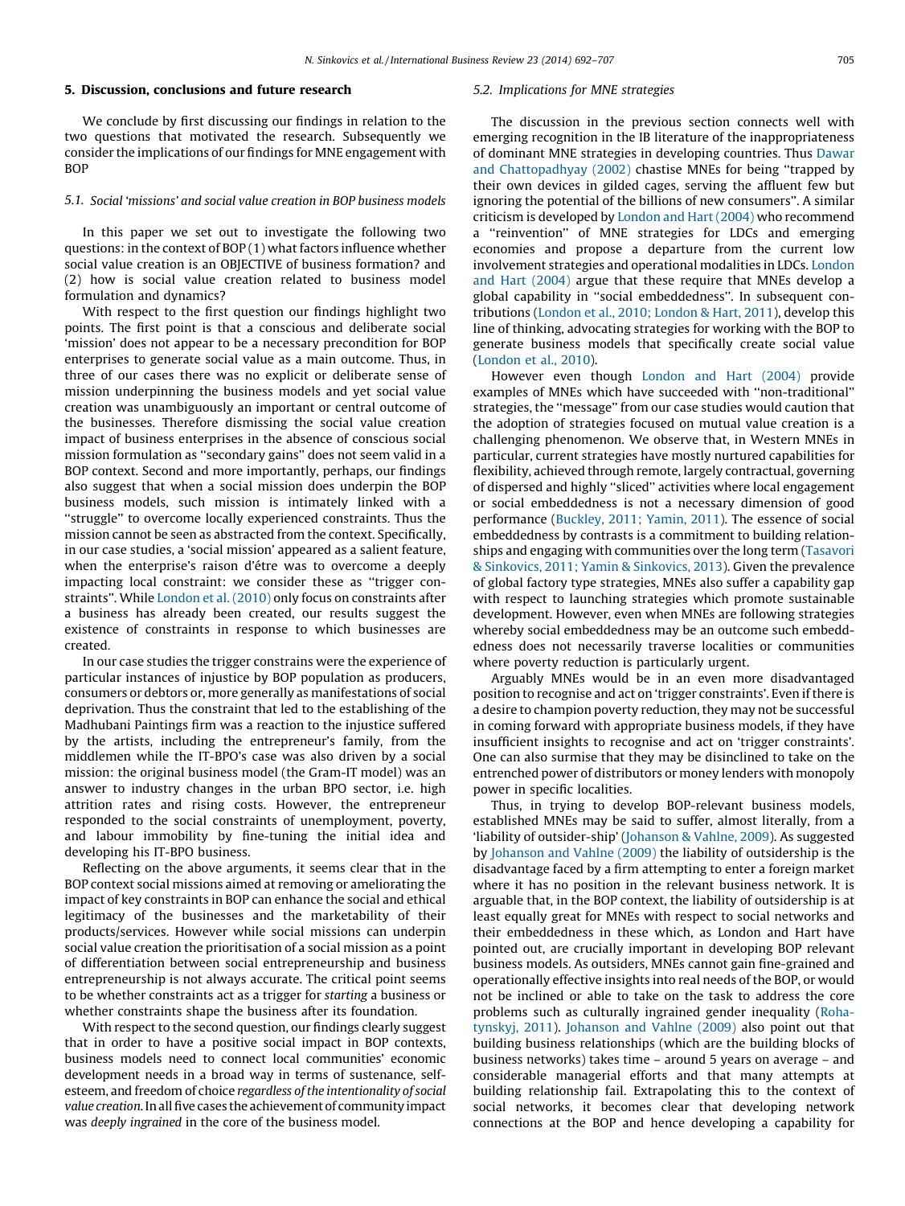## 5. Discussion, conclusions and future research

We conclude by first discussing our findings in relation to the two questions that motivated the research. Subsequently we consider the implications of our findings for MNE engagement with BOP

### 5.1. Social 'missions' and social value creation in BOP business models

In this paper we set out to investigate the following two questions: in the context of BOP (1) what factors influence whether social value creation is an OBJECTIVE of business formation? and (2) how is social value creation related to business model formulation and dynamics?

With respect to the first question our findings highlight two points. The first point is that a conscious and deliberate social 'mission' does not appear to be a necessary precondition for BOP enterprises to generate social value as a main outcome. Thus, in three of our cases there was no explicit or deliberate sense of mission underpinning the business models and yet social value creation was unambiguously an important or central outcome of the businesses. Therefore dismissing the social value creation impact of business enterprises in the absence of conscious social mission formulation as "secondary gains" does not seem valid in a BOP context. Second and more importantly, perhaps, our findings also suggest that when a social mission does underpin the BOP business models, such mission is intimately linked with a "struggle" to overcome locally experienced constraints. Thus the mission cannot be seen as abstracted from the context. Specifically, in our case studies, a 'social mission' appeared as a salient feature, when the enterprise's raison d'être was to overcome a deeply impacting local constraint: we consider these as "trigger constraints". While London et al. (2010) only focus on constraints after a business has already been created, our results suggest the existence of constraints in response to which businesses are created.

In our case studies the trigger constrains were the experience of particular instances of injustice by BOP population as producers, consumers or debtors or, more generally as manifestations of social deprivation. Thus the constraint that led to the establishing of the Madhubani Paintings firm was a reaction to the injustice suffered by the artists, including the entrepreneur's family, from the middlemen while the IT-BPO's case was also driven by a social mission: the original business model (the Gram-IT model) was an answer to industry changes in the urban BPO sector, i.e. high attrition rates and rising costs. However, the entrepreneur responded to the social constraints of unemployment, poverty, and labour immobility by fine-tuning the initial idea and developing his IT-BPO business.

Reflecting on the above arguments, it seems clear that in the BOP context social missions aimed at removing or ameliorating the impact of key constraints in BOP can enhance the social and ethical legitimacy of the businesses and the marketability of their products/services. However while social missions can underpin social value creation the prioritisation of a social mission as a point of differentiation between social entrepreneurship and business entrepreneurship is not always accurate. The critical point seems to be whether constraints act as a trigger for *starting* a business or whether constraints shape the business after its foundation.

With respect to the second question, our findings clearly suggest that in order to have a positive social impact in BOP contexts, business models need to connect local communities' economic development needs in a broad way in terms of sustenance, self-esteem, and freedom of choice *regardless of the intentionality of social value creation*. In all five cases the achievement of community impact was *deeply ingrained* in the core of the business model.

### 5.2. Implications for MNE strategies

The discussion in the previous section connects well with emerging recognition in the IB literature of the inappropriateness of dominant MNE strategies in developing countries. Thus Dawar and Chattopadhyay (2002) chastise MNEs for being "trapped by their own devices in gilded cages, serving the affluent few but ignoring the potential of the billions of new consumers". A similar criticism is developed by London and Hart (2004) who recommend a "reinvention" of MNE strategies for LDCs and emerging economies and propose a departure from the current low involvement strategies and operational modalities in LDCs. London and Hart (2004) argue that these require that MNEs develop a global capability in "social embeddedness". In subsequent contributions (London et al., 2010; London & Hart, 2011), develop this line of thinking, advocating strategies for working with the BOP to generate business models that specifically create social value (London et al., 2010).

However even though London and Hart (2004) provide examples of MNEs which have succeeded with "non-traditional" strategies, the "message" from our case studies would caution that the adoption of strategies focused on mutual value creation is a challenging phenomenon. We observe that, in Western MNEs in particular, current strategies have mostly nurtured capabilities for flexibility, achieved through remote, largely contractual, governing of dispersed and highly "sliced" activities where local engagement or social embeddedness is not a necessary dimension of good performance (Buckley, 2011; Yamin, 2011). The essence of social embeddedness by contrasts is a commitment to building relationships and engaging with communities over the long term (Tasavori & Sinkovics, 2011; Yamin & Sinkovics, 2013). Given the prevalence of global factory type strategies, MNEs also suffer a capability gap with respect to launching strategies which promote sustainable development. However, even when MNEs are following strategies whereby social embeddedness may be an outcome such embeddedness does not necessarily traverse localities or communities where poverty reduction is particularly urgent.

Arguably MNEs would be in an even more disadvantaged position to recognise and act on 'trigger constraints'. Even if there is a desire to champion poverty reduction, they may not be successful in coming forward with appropriate business models, if they have insufficient insights to recognise and act on 'trigger constraints'. One can also surmise that they may be disinclined to take on the entrenched power of distributors or money lenders with monopoly power in specific localities.

Thus, in trying to develop BOP-relevant business models, established MNEs may be said to suffer, almost literally, from a 'liability of outsider-ship' (Johanson & Vahlne, 2009). As suggested by Johanson and Vahlne (2009) the liability of outsidership is the disadvantage faced by a firm attempting to enter a foreign market where it has no position in the relevant business network. It is arguable that, in the BOP context, the liability of outsidership is at least equally great for MNEs with respect to social networks and their embeddedness in these which, as London and Hart have pointed out, are crucially important in developing BOP relevant business models. As outsiders, MNEs cannot gain fine-grained and operationally effective insights into real needs of the BOP, or would not be inclined or able to take on the task to address the core problems such as culturally ingrained gender inequality (Rohatynskyj, 2011). Johanson and Vahlne (2009) also point out that building business relationships (which are the building blocks of business networks) takes time – around 5 years on average – and considerable managerial efforts and that many attempts at building relationship fail. Extrapolating this to the context of social networks, it becomes clear that developing network connections at the BOP and hence developing a capability for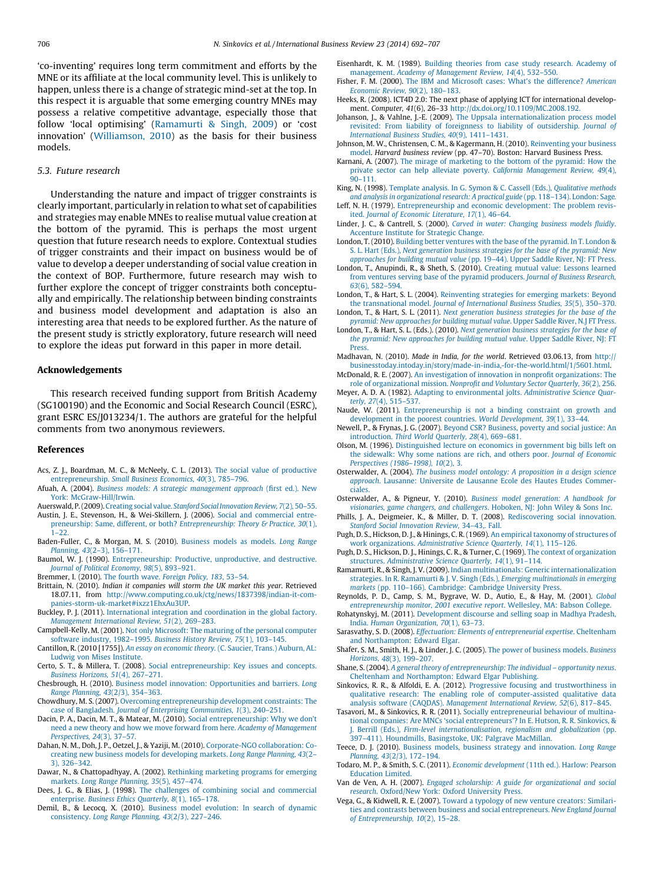'co-inventing' requires long term commitment and efforts by the MNE or its affiliate at the local community level. This is unlikely to happen, unless there is a change of strategic mind-set at the top. In this respect it is arguable that some emerging country MNEs may possess a relative competitive advantage, especially those that follow 'local optimising' (Ramamurti & Singh, 2009) or 'cost innovation' (Williamson, 2010) as the basis for their business models.

### 5.3. Future research

Understanding the nature and impact of trigger constraints is clearly important, particularly in relation to what set of capabilities and strategies may enable MNEs to realise mutual value creation at the bottom of the pyramid. This is perhaps the most urgent question that future research needs to explore. Contextual studies of trigger constraints and their impact on business would be of value to develop a deeper understanding of social value creation in the context of BOP. Furthermore, future research may wish to further explore the concept of trigger constraints both conceptually and empirically. The relationship between binding constraints and business model development and adaptation is also an interesting area that needs to be explored further. As the nature of the present study is strictly exploratory, future research will need to explore the ideas put forward in this paper in more detail.

## Acknowledgements

This research received funding support from British Academy (SG100190) and the Economic and Social Research Council (ESRC), grant ESRC ES/J013234/1. The authors are grateful for the helpful comments from two anonymous reviewers.

## References

Acs, Z. J., Boardman, M. C., & McNeely, C. L. (2013). The social value of productive entrepreneurship. *Small Business Economics, 40*(3), 785–796.

Afuah, A. (2004). *Business models: A strategic management approach* (first ed.). New York: McGraw-Hill/Irwin.

Auerswald, P. (2009). Creating social value. *Stanford Social Innovation Review, 7*(2), 50–55.

Austin, J. E., Stevenson, H., & Wei-Skillern, J. (2006). Social and commercial entrepreneurship: Same, different, or both? *Entrepreneurship: Theory & Practice, 30*(1), 1–22.

Baden-Fuller, C., & Morgan, M. S. (2010). Business models as models. *Long Range Planning, 43*(2–3), 156–171.

Baumol, W. J. (1990). Entrepreneurship: Productive, unproductive, and destructive. *Journal of Political Economy, 98*(5), 893–921.

Bremmer, I. (2010). The fourth wave. *Foreign Policy, 183*, 53–54.

Brittain, N. (2010). *Indian it companies will storm the UK market this year*. Retrieved 18.07.11, from http://www.computing.co.uk/ctg/news/1837398/indian-it-companies-storm-uk-market#ixzz1EhxAu3UP.

Buckley, P. J. (2011). International integration and coordination in the global factory. *Management International Review, 51*(2), 269–283.

Campbell-Kelly, M. (2001). Not only Microsoft: The maturing of the personal computer software industry, 1982–1995. *Business History Review, 75*(1), 103–145.

Cantillon, R. (2010 [1755]). *An essay on economic theory*. (C. Saucier, Trans.) Auburn, AL: Ludwig von Mises Institute.

Certo, S. T., & Millera, T. (2008). Social entrepreneurship: Key issues and concepts. *Business Horizons, 51*(4), 267–271.

Chesbrough, H. (2010). Business model innovation: Opportunities and barriers. *Long Range Planning, 43*(2/3), 354–363.

Chowdhury, M. S. (2007). Overcoming entrepreneurship development constraints: The case of Bangladesh. *Journal of Enterprising Communities, 1*(3), 240–251.

Dacin, P. A., Dacin, M. T., & Matear, M. (2010). Social entrepreneurship: Why we don't need a new theory and how we move forward from here. *Academy of Management Perspectives, 24*(3), 37–57.

Dahan, N. M., Doh, J. P., Oetzel, J., & Yaziji, M. (2010). Corporate-NGO collaboration: Co-creating new business models for developing markets. *Long Range Planning, 43*(2–3), 326–342.

Dawar, N., & Chattopadhyay, A. (2002). Rethinking marketing programs for emerging markets. *Long Range Planning, 35*(5), 457–474.

Dees, J. G., & Elias, J. (1998). The challenges of combining social and commercial enterprise. *Business Ethics Quarterly, 8*(1), 165–178.

Demil, B., & Lecocq, X. (2010). Business model evolution: In search of dynamic consistency. *Long Range Planning, 43*(2/3), 227–246.

Eisenhardt, K. M. (1989). Building theories from case study research. Academy of management. *Academy of Management Review, 14*(4), 532–550.

Fisher, F. M. (2000). The IBM and Microsoft cases: What's the difference? *American Economic Review, 90*(2), 180–183.

Heeks, R. (2008). ICT4D 2.0: The next phase of applying ICT for international development. *Computer, 41*(6), 26–33 http://dx.doi.org/10.1109/MC.2008.192.

Johanson, J., & Vahlne, J.-E. (2009). The Uppsala internationalization process model revisited: From liability of foreignness to liability of outsidership. *Journal of International Business Studies, 40*(9), 1411–1431.

Johnson, M. W., Christensen, C. M., & Kagermann, H. (2010). Reinventing your business model. *Harvard business review* (pp. 47–70). Boston: Harvard Business Press.

Karnani, A. (2007). The mirage of marketing to the bottom of the pyramid: How the private sector can help alleviate poverty. *California Management Review, 49*(4), 90–111.

King, N. (1998). Template analysis. In G. Symon & C. Cassell (Eds.), *Qualitative methods and analysis in organizational research: A practical guide* (pp. 118–134). London: Sage.

Leff, N. H. (1979). Entrepreneurship and economic development: The problem revisited. *Journal of Economic Literature, 17*(1), 46–64.

Linder, J. C., & Cantrell, S. (2000). *Carved in water: Changing business models fluidly*. Accenture Institute for Strategic Change.

London, T. (2010). Building better ventures with the base of the pyramid. In T. London & S. L. Hart (Eds.), *Next generation business strategies for the base of the pyramid: New approaches for building mutual value* (pp. 19–44). Upper Saddle River, NJ: FT Press.

London, T., Anupindi, R., & Sheth, S. (2010). Creating mutual value: Lessons learned from ventures serving base of the pyramid producers. *Journal of Business Research, 63*(6), 582–594.

London, T., & Hart, S. L. (2004). Reinventing strategies for emerging markets: Beyond the transnational model. *Journal of International Business Studies, 35*(5), 350–370.

London, T., & Hart, S. L. (2011). *Next generation business strategies for the base of the pyramid: New approaches for building mutual value*. Upper Saddle River, N.J FT Press.

London, T., & Hart, S. L. (Eds.). (2010). *Next generation business strategies for the base of the pyramid: New approaches for building mutual value*. Upper Saddle River, NJ: FT Press.

Madhavan, N. (2010). *Made in India, for the world*. Retrieved 03.06.13, from http://businesstoday.intoday.in/story/made-in-india,-for-the-world.html/1/5601.html.

McDonald, R. E. (2007). An investigation of innovation in nonprofit organizations: The role of organizational mission. *Nonprofit and Voluntary Sector Quarterly, 36*(2), 256.

Meyer, A. D. A. (1982). Adapting to environmental jolts. *Administrative Science Quarterly, 27*(4), 515–537.

Naude, W. (2011). Entrepreneurship is not a binding constraint on growth and development in the poorest countries. *World Development, 39*(1), 33–44.

Newell, P., & Frynas, J. G. (2007). Beyond CSR? Business, poverty and social justice: An introduction. *Third World Quarterly, 28*(4), 669–681.

Olson, M. (1996). Distinguished lecture on economics in government big bills left on the sidewalk: Why some nations are rich, and others poor. *Journal of Economic Perspectives (1986–1998), 10*(2), 3.

Osterwalder, A. (2004). *The business model ontology: A proposition in a design science approach*. Lausanne: Universite de Lausanne Ecole des Hautes Etudes Commerciales.

Osterwalder, A., & Pigneur, Y. (2010). *Business model generation: A handbook for visionaries, game changers, and challengers*. Hoboken, NJ: John Wiley & Sons Inc.

Phills, J. A., Deigmeier, K., & Miller, D. T. (2008). Rediscovering social innovation. *Stanford Social Innovation Review*, 34–43,. Fall.

Pugh, D. S., Hickson, D. J., & Hinings, C. R. (1969). An empirical taxonomy of structures of work organizations. *Administrative Science Quarterly, 14*(1), 115–126.

Pugh, D. S., Hickson, D. J., Hinings, C. R., & Turner, C. (1969). The context of organization structures. *Administrative Science Quarterly, 14*(1), 91–114.

Ramamurti, R., & Singh, J. V. (2009). Indian multinationals: Generic internationalization strategies. In R. Ramamurti & J. V. Singh (Eds.), *Emerging multinationals in emerging markets* (pp. 110–166). Cambridge: Cambridge University Press.

Reynolds, P. D., Camp, S. M., Bygrave, W. D., Autio, E., & Hay, M. (2001). *Global entrepreneurship monitor, 2001 executive report*. Wellesley, MA: Babson College.

Rohatynskyj, M. (2011). Development discourse and selling soap in Madhya Pradesh, India. *Human Organization, 70*(1), 63–73.

Sarasvathy, S. D. (2008). *Effectuation: Elements of entrepreneurial expertise*. Cheltenham and Northampton: Edward Elgar.

Shafer, S. M., Smith, H. J., & Linder, J. C. (2005). The power of business models. *Business Horizons, 48*(3), 199–207.

Shane, S. (2004). *A general theory of entrepreneurship: The individual – opportunity nexus*. Cheltenham and Northampton: Edward Elgar Publishing.

Sinkovics, R. R., & Alfoldi, E. A. (2012). Progressive focusing and trustworthiness in qualitative research: The enabling role of computer-assisted qualitative data analysis software (CAQDAS). *Management International Review, 52*(6), 817–845.

Tasavori, M., & Sinkovics, R. R. (2011). Socially entrepreneurial behaviour of multinational companies: Are MNCs 'social entrepreneurs'? In E. Hutson, R. R. Sinkovics, & J. Berrill (Eds.), *Firm-level internationalisation, regionalism and globalization* (pp. 397–411). Houndmills, Basingstoke, UK: Palgrave MacMillan.

Teece, D. J. (2010). Business models, business strategy and innovation. *Long Range Planning, 43*(2/3), 172–194.

Todaro, M. P., & Smith, S. C. (2011). *Economic development* (11th ed.). Harlow: Pearson Education Limited.

Van de Ven, A. H. (2007). *Engaged scholarship: A guide for organizational and social research*. Oxford/New York: Oxford University Press.

Vega, G., & Kidwell, R. E. (2007). Toward a typology of new venture creators: Similarities and contrasts between business and social entrepreneurs. *New England Journal of Entrepreneurship, 10*(2), 15–28.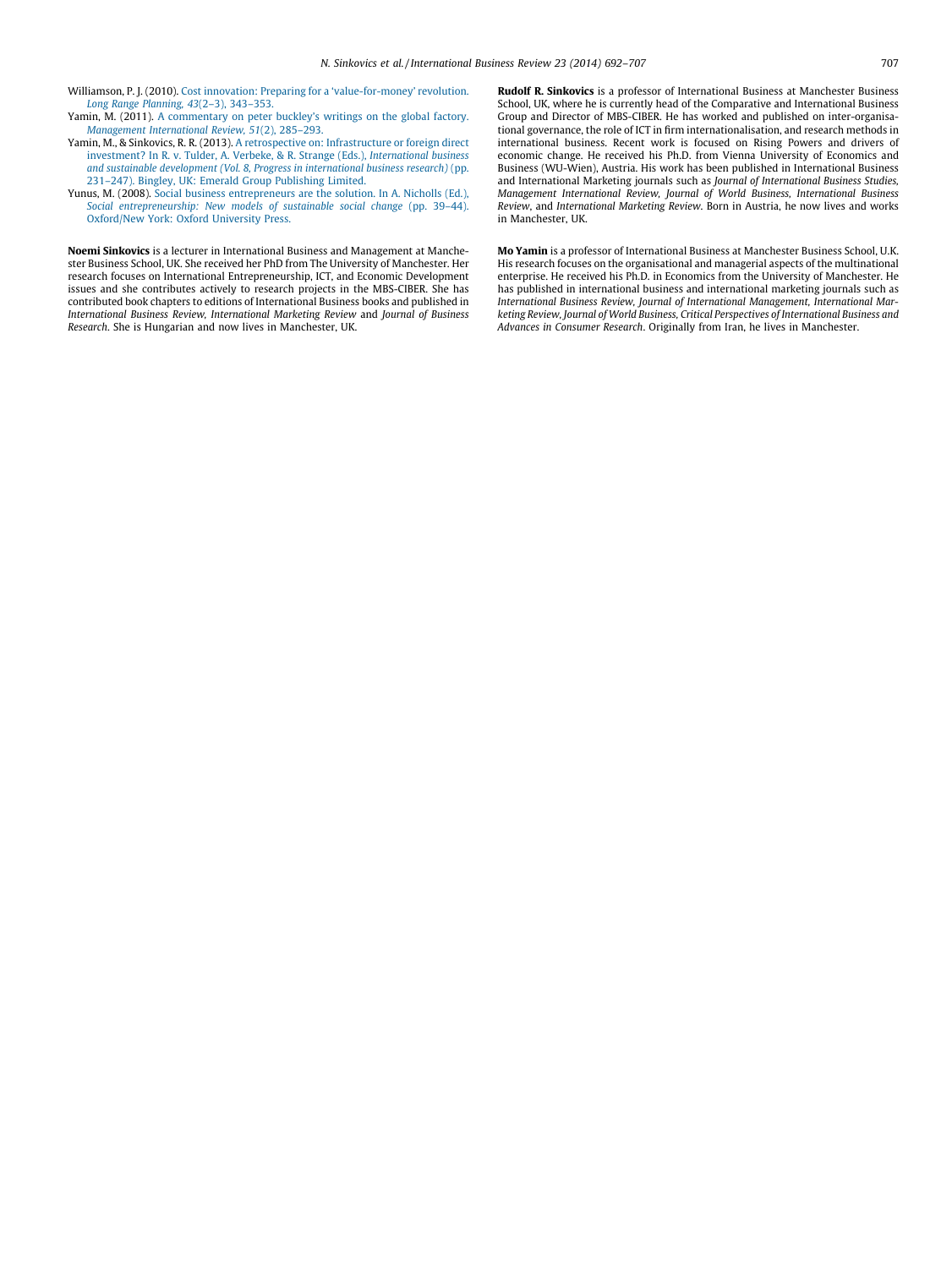Williamson, P. J. (2010). Cost innovation: Preparing for a 'value-for-money' revolution. *Long Range Planning, 43*(2–3), 343–353.

Yamin, M. (2011). A commentary on peter buckley's writings on the global factory. *Management International Review, 51*(2), 285–293.

Yamin, M., & Sinkovics, R. R. (2013). A retrospective on: Infrastructure or foreign direct investment? In R. v. Tulder, A. Verbeke, & R. Strange (Eds.), *International business and sustainable development (Vol. 8, Progress in international business research)* (pp. 231–247). Bingley, UK: Emerald Group Publishing Limited.

Yunus, M. (2008). Social business entrepreneurs are the solution. In A. Nicholls (Ed.), *Social entrepreneurship: New models of sustainable social change* (pp. 39–44). Oxford/New York: Oxford University Press.

**Noemi Sinkovics** is a lecturer in International Business and Management at Manchester Business School, UK. She received her PhD from The University of Manchester. Her research focuses on International Entrepreneurship, ICT, and Economic Development issues and she contributes actively to research projects in the MBS-CIBER. She has contributed book chapters to editions of International Business books and published in *International Business Review, International Marketing Review* and *Journal of Business Research*. She is Hungarian and now lives in Manchester, UK.

**Rudolf R. Sinkovics** is a professor of International Business at Manchester Business School, UK, where he is currently head of the Comparative and International Business Group and Director of MBS-CIBER. He has worked and published on inter-organisational governance, the role of ICT in firm internationalisation, and research methods in international business. Recent work is focused on Rising Powers and drivers of economic change. He received his Ph.D. from Vienna University of Economics and Business (WU-Wien), Austria. His work has been published in International Business and International Marketing journals such as *Journal of International Business Studies, Management International Review, Journal of World Business, International Business Review*, and *International Marketing Review*. Born in Austria, he now lives and works in Manchester, UK.

**Mo Yamin** is a professor of International Business at Manchester Business School, U.K. His research focuses on the organisational and managerial aspects of the multinational enterprise. He received his Ph.D. in Economics from the University of Manchester. He has published in international business and international marketing journals such as *International Business Review, Journal of International Management, International Marketing Review, Journal of World Business, Critical Perspectives of International Business and Advances in Consumer Research*. Originally from Iran, he lives in Manchester.